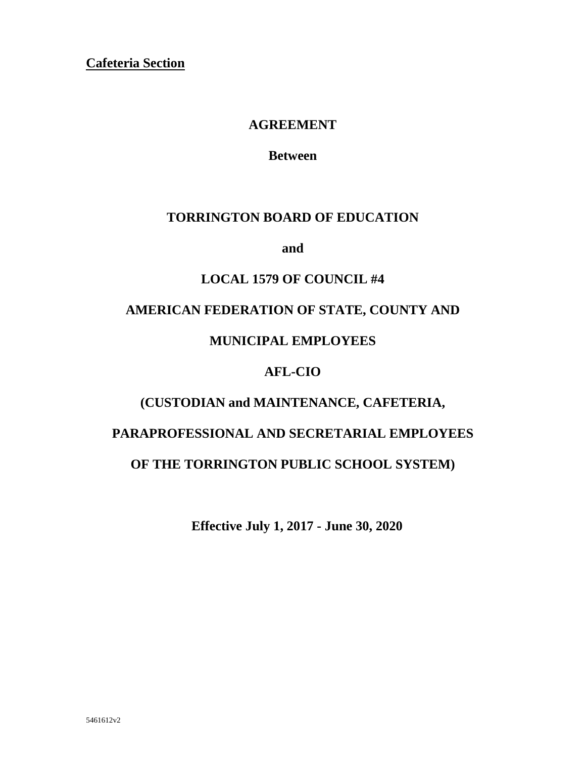**Cafeteria Section**

# AGREEMENT

**Between**

**TORRINGTON BOARD OF EDUCATION**

**and**

**LOCAL 1579 OF COUNCIL #4**

**AMERICAN FEDERATION OF STATE, COUNTY AND**

**MUNICIPAL EMPLOYEES**

**AFL-CIO**

**(CUSTODIAN and MAINTENANCE, CAFETERIA,**

**PARAPROFESSIONAL AND SECRETARIAL EMPLOYEES**

**OF THE TORRINGTON PUBLIC SCHOOL SYSTEM)**

**Effective July 1, 2017 - June 30, 2020**

5461612v2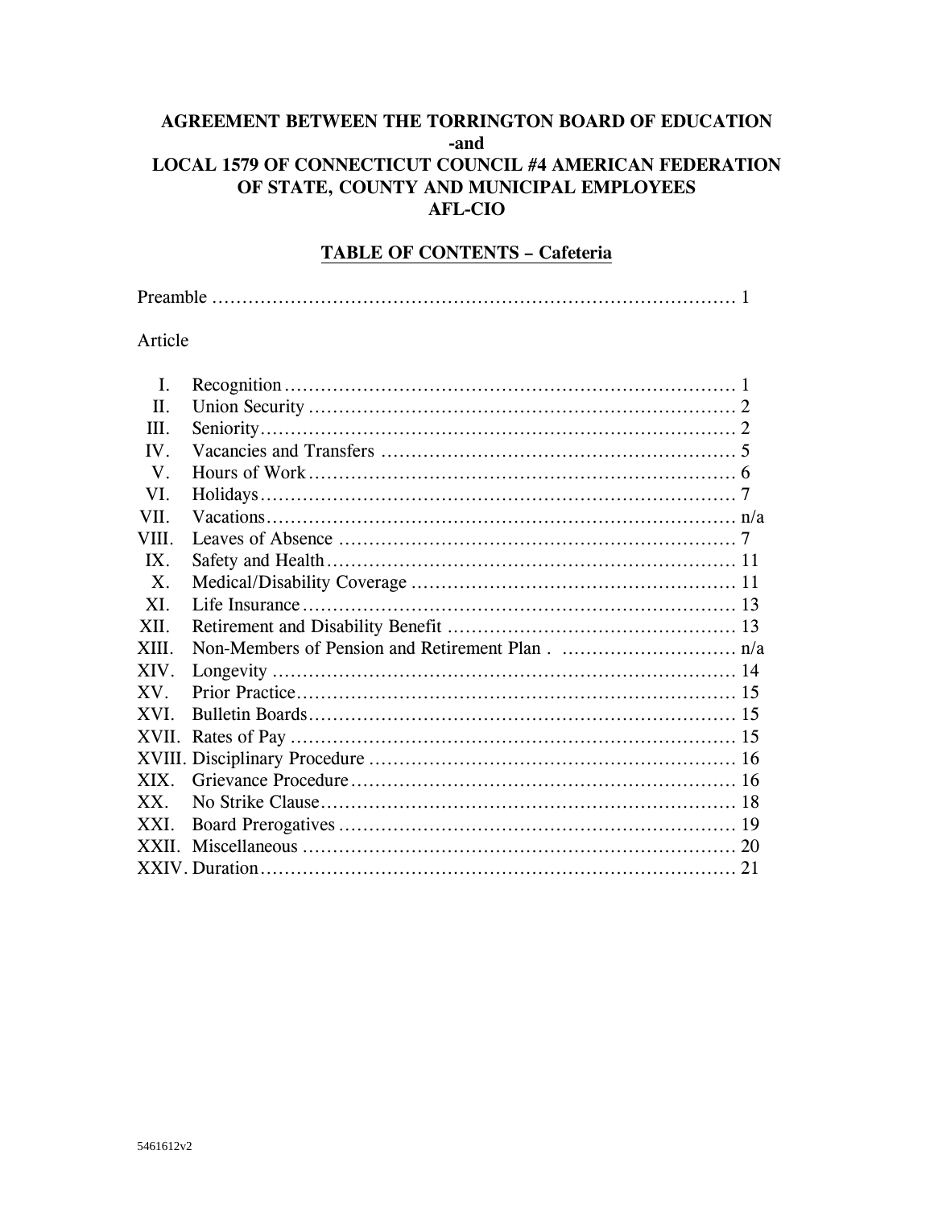**AGREEMENT BETWEEN THE TORRINGTON BOARD OF EDUCATION**
**-and**
**LOCAL 1579 OF CONNECTICUT COUNCIL #4 AMERICAN FEDERATION OF STATE, COUNTY AND MUNICIPAL EMPLOYEES**
**AFL-CIO**

## TABLE OF CONTENTS – Cafeteria

| | | |
|---|---|---|
| Preamble | | 1 |
| Article | | |
| I. | Recognition | 1 |
| II. | Union Security | 2 |
| III. | Seniority | 2 |
| IV. | Vacancies and Transfers | 5 |
| V. | Hours of Work | 6 |
| VI. | Holidays | 7 |
| VII. | Vacations | n/a |
| VIII. | Leaves of Absence | 7 |
| IX. | Safety and Health | 11 |
| X. | Medical/Disability Coverage | 11 |
| XI. | Life Insurance | 13 |
| XII. | Retirement and Disability Benefit | 13 |
| XIII. | Non-Members of Pension and Retirement Plan . | n/a |
| XIV. | Longevity | 14 |
| XV. | Prior Practice | 15 |
| XVI. | Bulletin Boards | 15 |
| XVII. | Rates of Pay | 15 |
| XVIII. | Disciplinary Procedure | 16 |
| XIX. | Grievance Procedure | 16 |
| XX. | No Strike Clause | 18 |
| XXI. | Board Prerogatives | 19 |
| XXII. | Miscellaneous | 20 |
| XXIV. | Duration | 21 |

5461612v2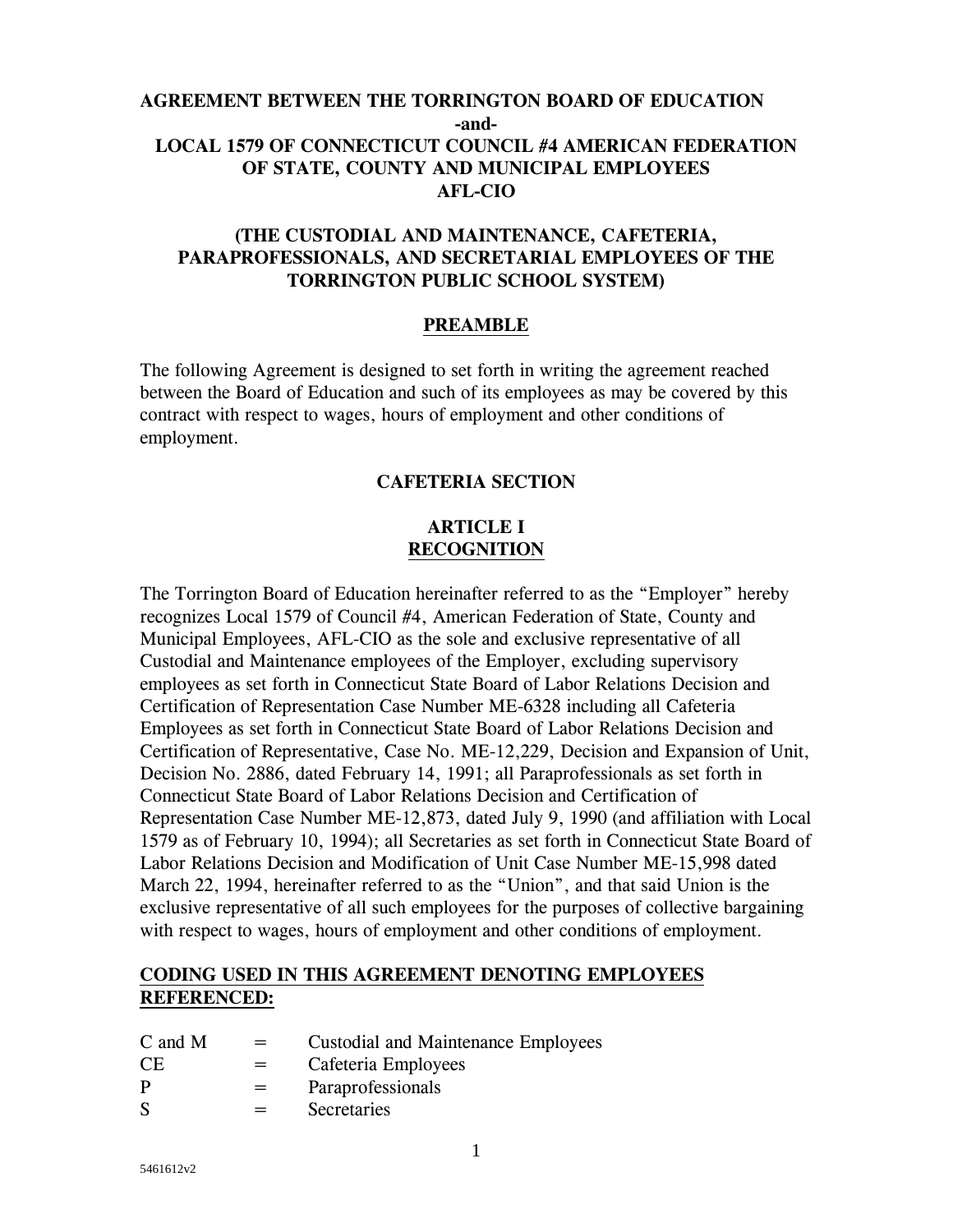**AGREEMENT BETWEEN THE TORRINGTON BOARD OF EDUCATION**
**-and-**
**LOCAL 1579 OF CONNECTICUT COUNCIL #4 AMERICAN FEDERATION OF STATE, COUNTY AND MUNICIPAL EMPLOYEES**
**AFL-CIO**

**(THE CUSTODIAL AND MAINTENANCE, CAFETERIA, PARAPROFESSIONALS, AND SECRETARIAL EMPLOYEES OF THE TORRINGTON PUBLIC SCHOOL SYSTEM)**

## PREAMBLE

The following Agreement is designed to set forth in writing the agreement reached between the Board of Education and such of its employees as may be covered by this contract with respect to wages, hours of employment and other conditions of employment.

## CAFETERIA SECTION

## ARTICLE I
## RECOGNITION

The Torrington Board of Education hereinafter referred to as the "Employer" hereby recognizes Local 1579 of Council #4, American Federation of State, County and Municipal Employees, AFL-CIO as the sole and exclusive representative of all Custodial and Maintenance employees of the Employer, excluding supervisory employees as set forth in Connecticut State Board of Labor Relations Decision and Certification of Representation Case Number ME-6328 including all Cafeteria Employees as set forth in Connecticut State Board of Labor Relations Decision and Certification of Representative, Case No. ME-12,229, Decision and Expansion of Unit, Decision No. 2886, dated February 14, 1991; all Paraprofessionals as set forth in Connecticut State Board of Labor Relations Decision and Certification of Representation Case Number ME-12,873, dated July 9, 1990 (and affiliation with Local 1579 as of February 10, 1994); all Secretaries as set forth in Connecticut State Board of Labor Relations Decision and Modification of Unit Case Number ME-15,998 dated March 22, 1994, hereinafter referred to as the "Union", and that said Union is the exclusive representative of all such employees for the purposes of collective bargaining with respect to wages, hours of employment and other conditions of employment.

**CODING USED IN THIS AGREEMENT DENOTING EMPLOYEES REFERENCED:**

| | | |
|---|---|---|
| C and M | = | Custodial and Maintenance Employees |
| CE | = | Cafeteria Employees |
| P | = | Paraprofessionals |
| S | = | Secretaries |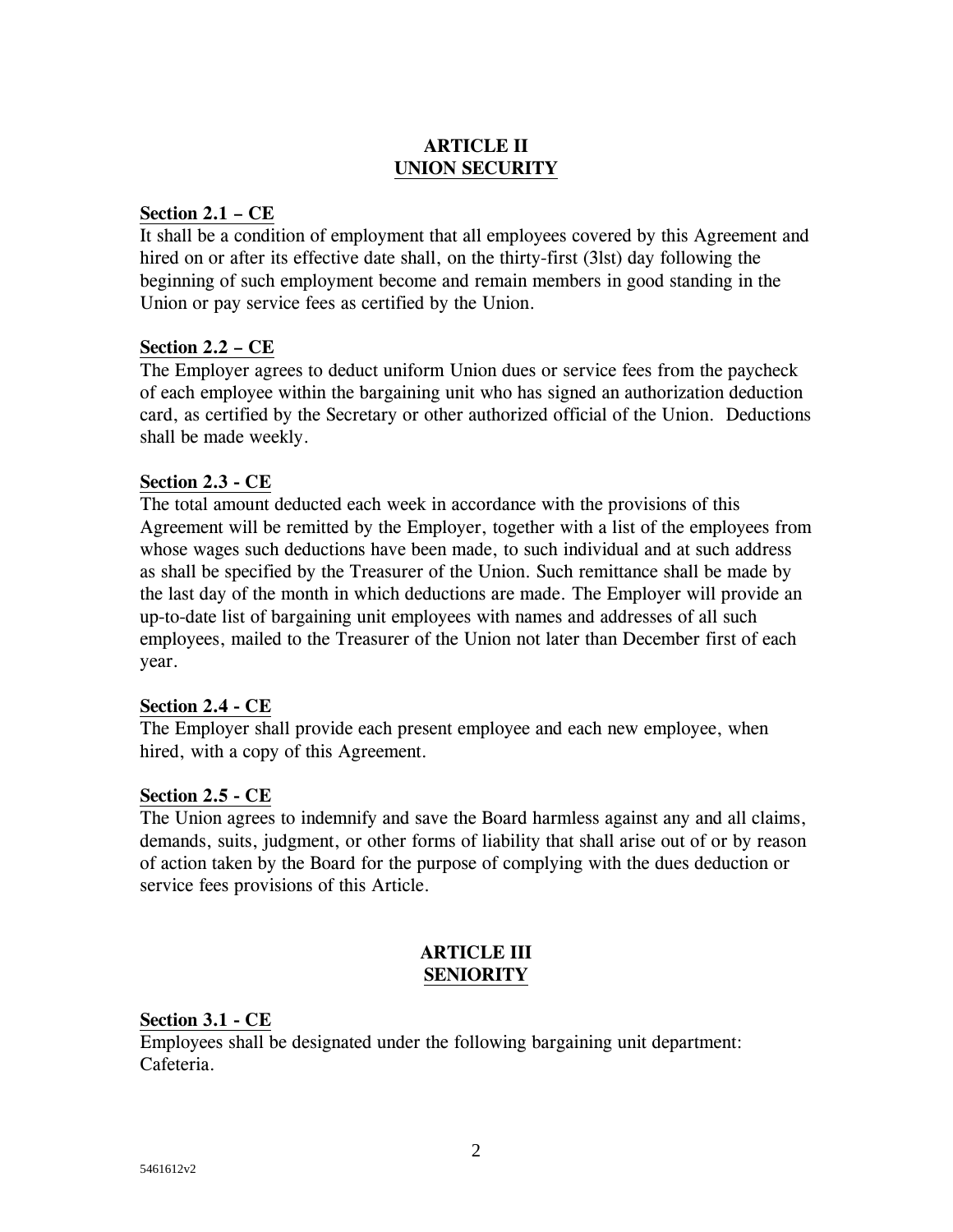## ARTICLE II
## UNION SECURITY

**Section 2.1 – CE**

It shall be a condition of employment that all employees covered by this Agreement and hired on or after its effective date shall, on the thirty-first (3lst) day following the beginning of such employment become and remain members in good standing in the Union or pay service fees as certified by the Union.

**Section 2.2 – CE**

The Employer agrees to deduct uniform Union dues or service fees from the paycheck of each employee within the bargaining unit who has signed an authorization deduction card, as certified by the Secretary or other authorized official of the Union. Deductions shall be made weekly.

**Section 2.3 - CE**

The total amount deducted each week in accordance with the provisions of this Agreement will be remitted by the Employer, together with a list of the employees from whose wages such deductions have been made, to such individual and at such address as shall be specified by the Treasurer of the Union. Such remittance shall be made by the last day of the month in which deductions are made. The Employer will provide an up-to-date list of bargaining unit employees with names and addresses of all such employees, mailed to the Treasurer of the Union not later than December first of each year.

**Section 2.4 - CE**

The Employer shall provide each present employee and each new employee, when hired, with a copy of this Agreement.

**Section 2.5 - CE**

The Union agrees to indemnify and save the Board harmless against any and all claims, demands, suits, judgment, or other forms of liability that shall arise out of or by reason of action taken by the Board for the purpose of complying with the dues deduction or service fees provisions of this Article.

## ARTICLE III
## SENIORITY

**Section 3.1 - CE**

Employees shall be designated under the following bargaining unit department: Cafeteria.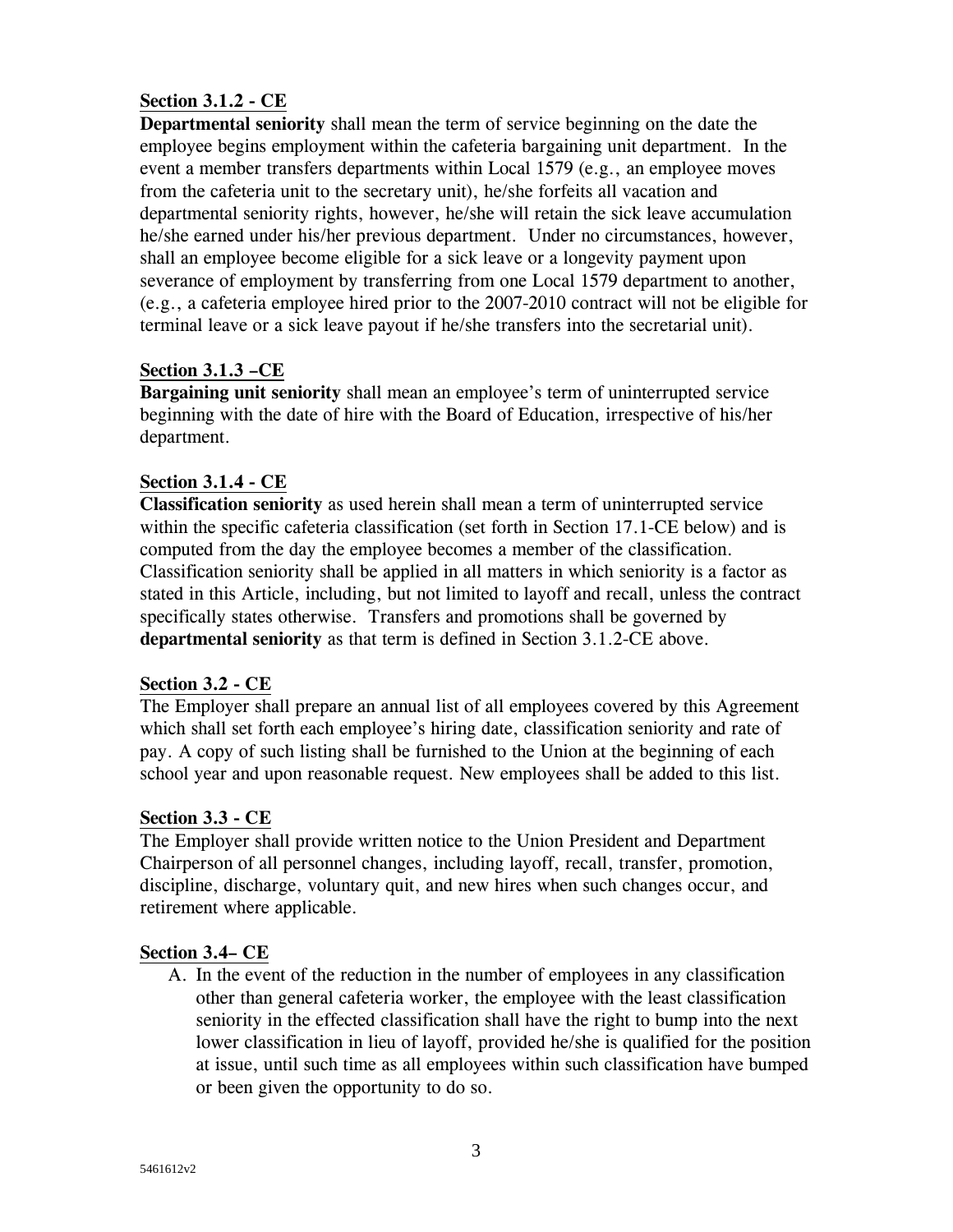**Section 3.1.2 - CE**

**Departmental seniority** shall mean the term of service beginning on the date the employee begins employment within the cafeteria bargaining unit department. In the event a member transfers departments within Local 1579 (e.g., an employee moves from the cafeteria unit to the secretary unit), he/she forfeits all vacation and departmental seniority rights, however, he/she will retain the sick leave accumulation he/she earned under his/her previous department. Under no circumstances, however, shall an employee become eligible for a sick leave or a longevity payment upon severance of employment by transferring from one Local 1579 department to another, (e.g., a cafeteria employee hired prior to the 2007-2010 contract will not be eligible for terminal leave or a sick leave payout if he/she transfers into the secretarial unit).

**Section 3.1.3 –CE**

**Bargaining unit seniority** shall mean an employee's term of uninterrupted service beginning with the date of hire with the Board of Education, irrespective of his/her department.

**Section 3.1.4 - CE**

**Classification seniority** as used herein shall mean a term of uninterrupted service within the specific cafeteria classification (set forth in Section 17.1-CE below) and is computed from the day the employee becomes a member of the classification. Classification seniority shall be applied in all matters in which seniority is a factor as stated in this Article, including, but not limited to layoff and recall, unless the contract specifically states otherwise. Transfers and promotions shall be governed by **departmental seniority** as that term is defined in Section 3.1.2-CE above.

**Section 3.2 - CE**

The Employer shall prepare an annual list of all employees covered by this Agreement which shall set forth each employee's hiring date, classification seniority and rate of pay. A copy of such listing shall be furnished to the Union at the beginning of each school year and upon reasonable request. New employees shall be added to this list.

**Section 3.3 - CE**

The Employer shall provide written notice to the Union President and Department Chairperson of all personnel changes, including layoff, recall, transfer, promotion, discipline, discharge, voluntary quit, and new hires when such changes occur, and retirement where applicable.

**Section 3.4– CE**

A. In the event of the reduction in the number of employees in any classification other than general cafeteria worker, the employee with the least classification seniority in the effected classification shall have the right to bump into the next lower classification in lieu of layoff, provided he/she is qualified for the position at issue, until such time as all employees within such classification have bumped or been given the opportunity to do so.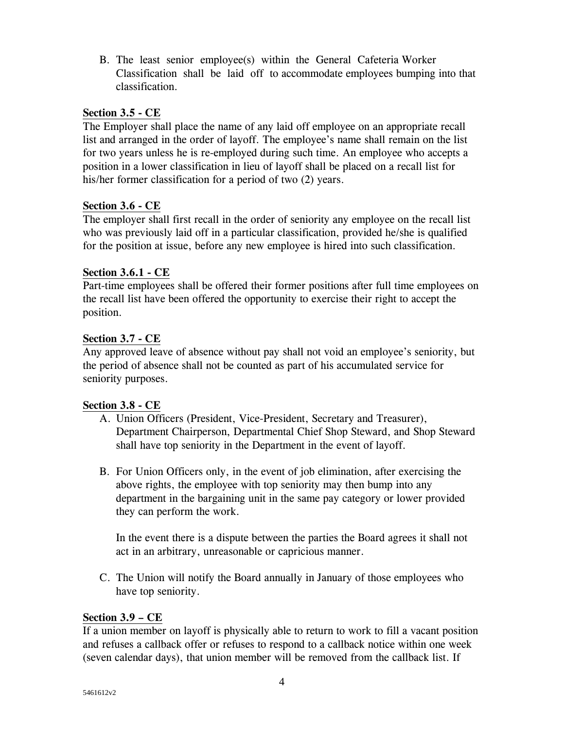B. The least senior employee(s) within the General Cafeteria Worker Classification shall be laid off to accommodate employees bumping into that classification.

**Section 3.5 - CE**

The Employer shall place the name of any laid off employee on an appropriate recall list and arranged in the order of layoff. The employee's name shall remain on the list for two years unless he is re-employed during such time. An employee who accepts a position in a lower classification in lieu of layoff shall be placed on a recall list for his/her former classification for a period of two (2) years.

**Section 3.6 - CE**

The employer shall first recall in the order of seniority any employee on the recall list who was previously laid off in a particular classification, provided he/she is qualified for the position at issue, before any new employee is hired into such classification.

**Section 3.6.1 - CE**

Part-time employees shall be offered their former positions after full time employees on the recall list have been offered the opportunity to exercise their right to accept the position.

**Section 3.7 - CE**

Any approved leave of absence without pay shall not void an employee's seniority, but the period of absence shall not be counted as part of his accumulated service for seniority purposes.

**Section 3.8 - CE**

A. Union Officers (President, Vice-President, Secretary and Treasurer), Department Chairperson, Departmental Chief Shop Steward, and Shop Steward shall have top seniority in the Department in the event of layoff.

B. For Union Officers only, in the event of job elimination, after exercising the above rights, the employee with top seniority may then bump into any department in the bargaining unit in the same pay category or lower provided they can perform the work.

   In the event there is a dispute between the parties the Board agrees it shall not act in an arbitrary, unreasonable or capricious manner.

C. The Union will notify the Board annually in January of those employees who have top seniority.

**Section 3.9 – CE**

If a union member on layoff is physically able to return to work to fill a vacant position and refuses a callback offer or refuses to respond to a callback notice within one week (seven calendar days), that union member will be removed from the callback list. If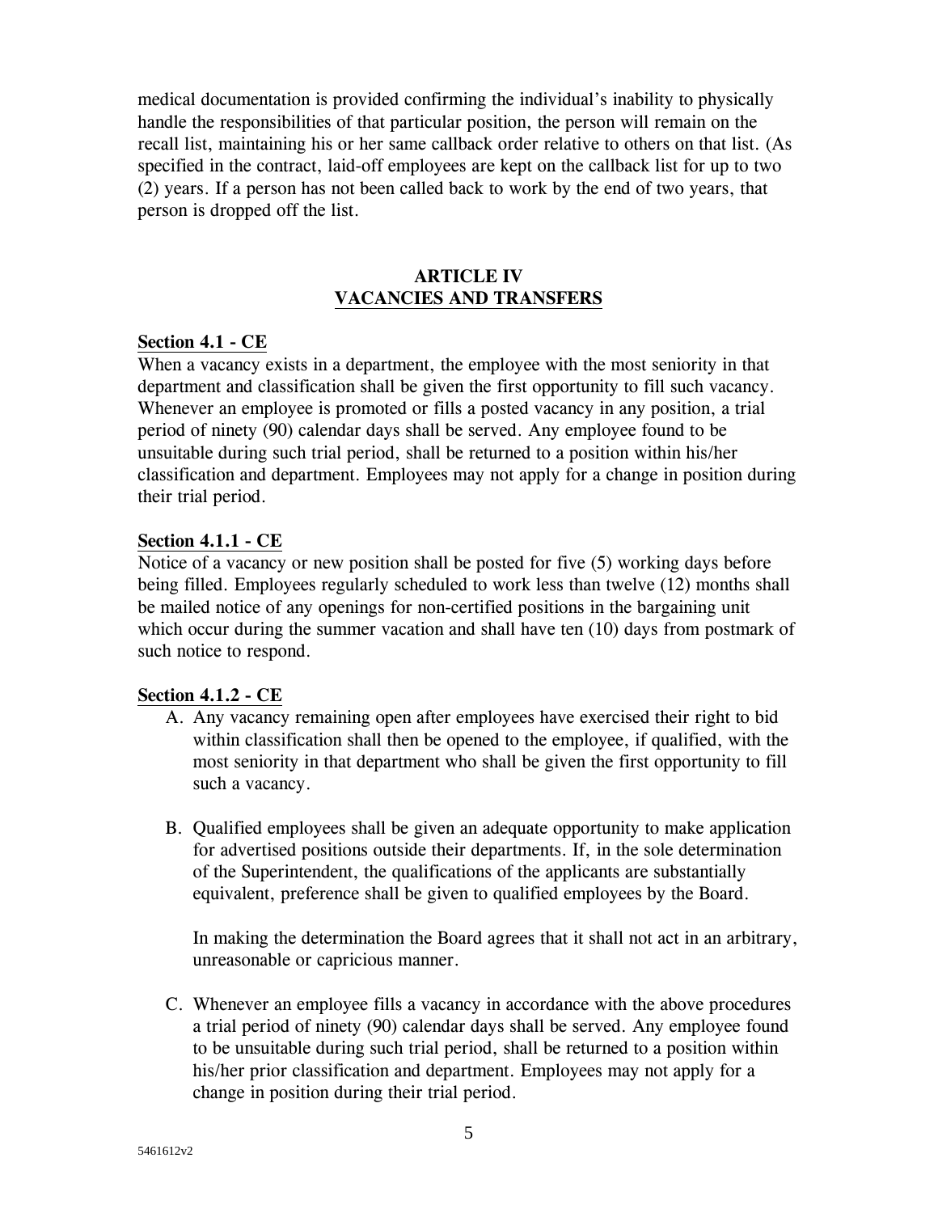medical documentation is provided confirming the individual's inability to physically handle the responsibilities of that particular position, the person will remain on the recall list, maintaining his or her same callback order relative to others on that list. (As specified in the contract, laid-off employees are kept on the callback list for up to two (2) years. If a person has not been called back to work by the end of two years, that person is dropped off the list.

## ARTICLE IV
## VACANCIES AND TRANSFERS

**Section 4.1 - CE**

When a vacancy exists in a department, the employee with the most seniority in that department and classification shall be given the first opportunity to fill such vacancy. Whenever an employee is promoted or fills a posted vacancy in any position, a trial period of ninety (90) calendar days shall be served. Any employee found to be unsuitable during such trial period, shall be returned to a position within his/her classification and department. Employees may not apply for a change in position during their trial period.

**Section 4.1.1 - CE**

Notice of a vacancy or new position shall be posted for five (5) working days before being filled. Employees regularly scheduled to work less than twelve (12) months shall be mailed notice of any openings for non-certified positions in the bargaining unit which occur during the summer vacation and shall have ten (10) days from postmark of such notice to respond.

**Section 4.1.2 - CE**

A. Any vacancy remaining open after employees have exercised their right to bid within classification shall then be opened to the employee, if qualified, with the most seniority in that department who shall be given the first opportunity to fill such a vacancy.

B. Qualified employees shall be given an adequate opportunity to make application for advertised positions outside their departments. If, in the sole determination of the Superintendent, the qualifications of the applicants are substantially equivalent, preference shall be given to qualified employees by the Board.

   In making the determination the Board agrees that it shall not act in an arbitrary, unreasonable or capricious manner.

C. Whenever an employee fills a vacancy in accordance with the above procedures a trial period of ninety (90) calendar days shall be served. Any employee found to be unsuitable during such trial period, shall be returned to a position within his/her prior classification and department. Employees may not apply for a change in position during their trial period.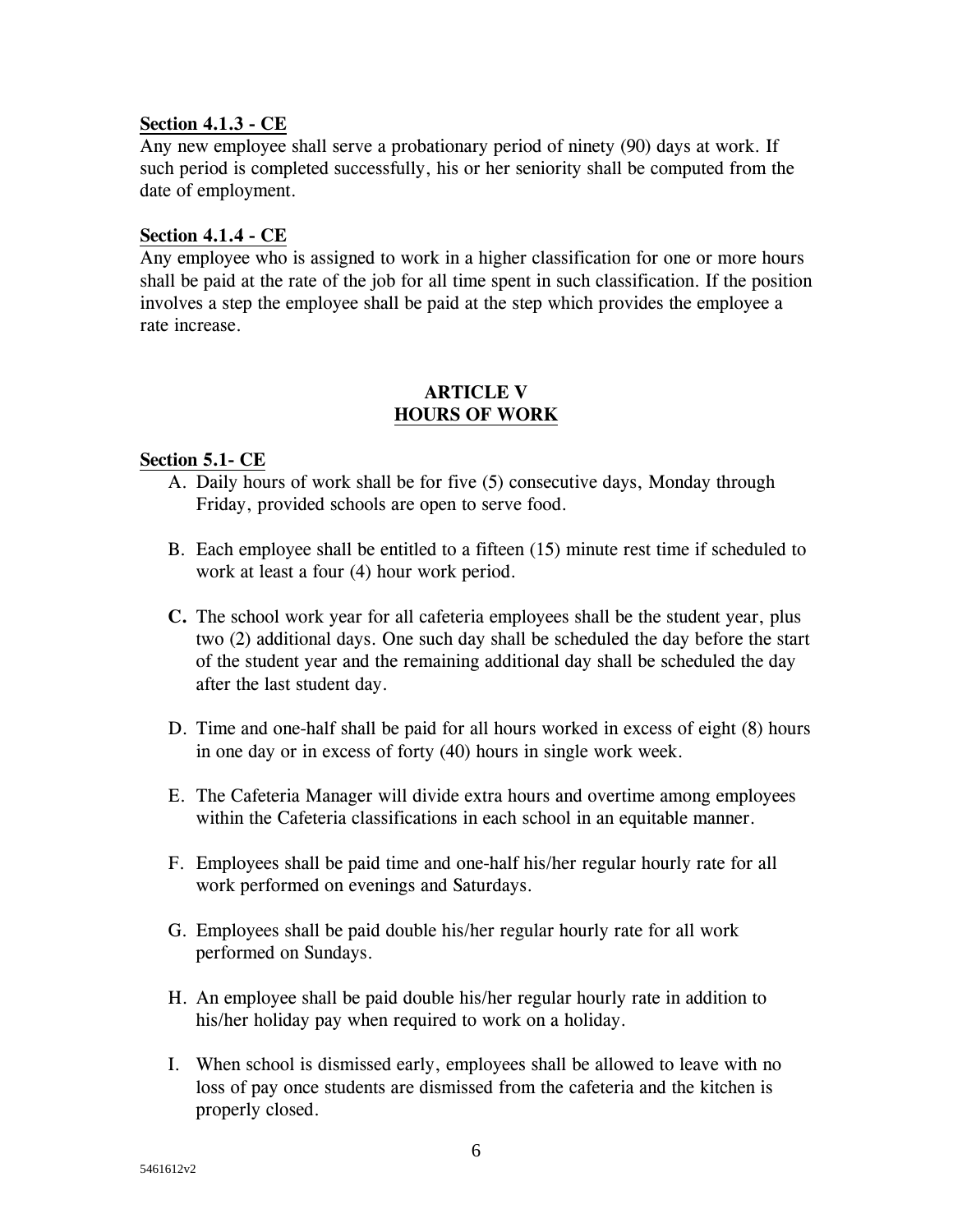**Section 4.1.3 - CE**

Any new employee shall serve a probationary period of ninety (90) days at work. If such period is completed successfully, his or her seniority shall be computed from the date of employment.

**Section 4.1.4 - CE**

Any employee who is assigned to work in a higher classification for one or more hours shall be paid at the rate of the job for all time spent in such classification. If the position involves a step the employee shall be paid at the step which provides the employee a rate increase.

## ARTICLE V
## HOURS OF WORK

**Section 5.1- CE**

A. Daily hours of work shall be for five (5) consecutive days, Monday through Friday, provided schools are open to serve food.

B. Each employee shall be entitled to a fifteen (15) minute rest time if scheduled to work at least a four (4) hour work period.

**C.** The school work year for all cafeteria employees shall be the student year, plus two (2) additional days. One such day shall be scheduled the day before the start of the student year and the remaining additional day shall be scheduled the day after the last student day.

D. Time and one-half shall be paid for all hours worked in excess of eight (8) hours in one day or in excess of forty (40) hours in single work week.

E. The Cafeteria Manager will divide extra hours and overtime among employees within the Cafeteria classifications in each school in an equitable manner.

F. Employees shall be paid time and one-half his/her regular hourly rate for all work performed on evenings and Saturdays.

G. Employees shall be paid double his/her regular hourly rate for all work performed on Sundays.

H. An employee shall be paid double his/her regular hourly rate in addition to his/her holiday pay when required to work on a holiday.

I. When school is dismissed early, employees shall be allowed to leave with no loss of pay once students are dismissed from the cafeteria and the kitchen is properly closed.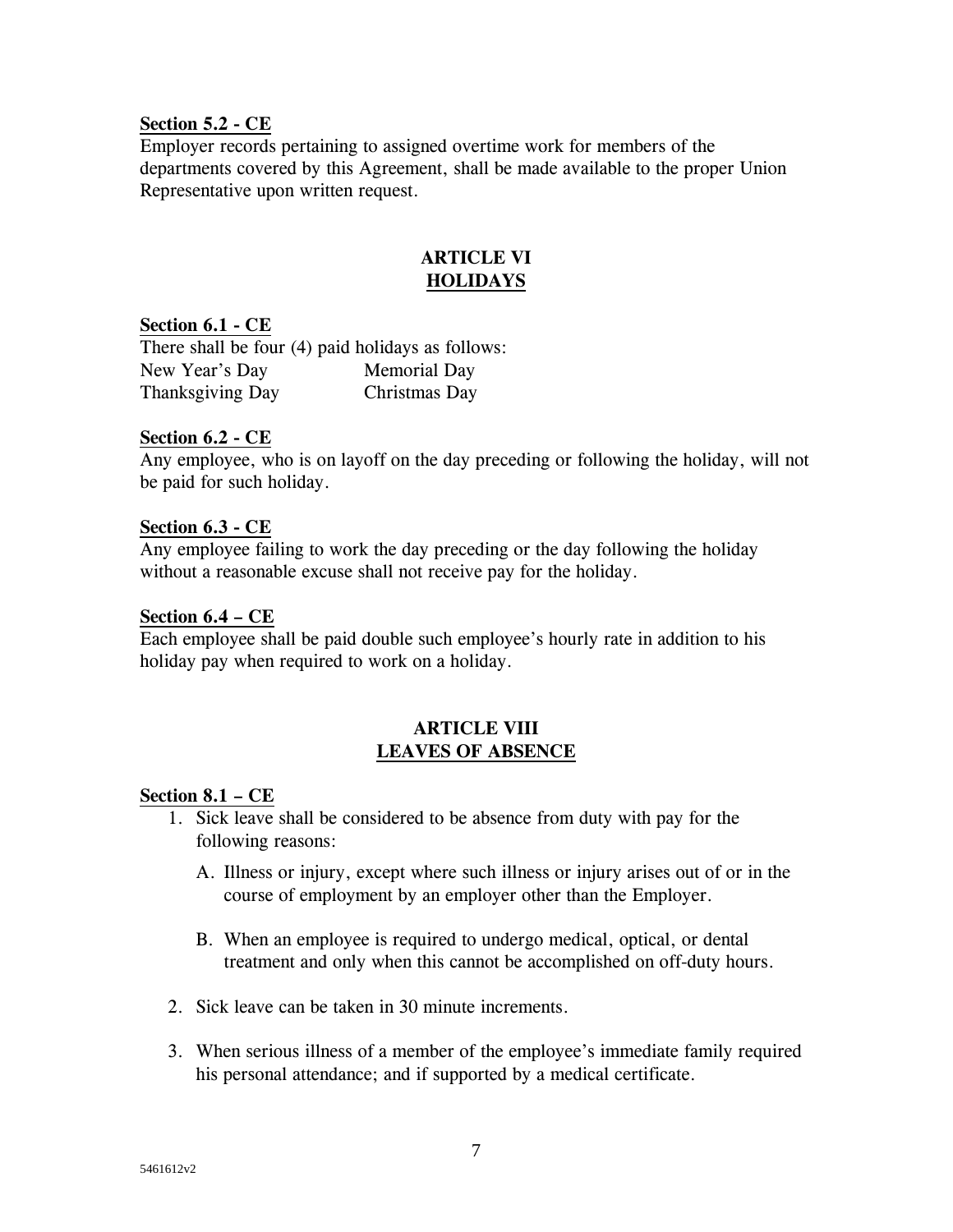**Section 5.2 - CE**

Employer records pertaining to assigned overtime work for members of the departments covered by this Agreement, shall be made available to the proper Union Representative upon written request.

## ARTICLE VI
## HOLIDAYS

**Section 6.1 - CE**

There shall be four (4) paid holidays as follows:

| | |
|---|---|
| New Year's Day | Memorial Day |
| Thanksgiving Day | Christmas Day |

**Section 6.2 - CE**

Any employee, who is on layoff on the day preceding or following the holiday, will not be paid for such holiday.

**Section 6.3 - CE**

Any employee failing to work the day preceding or the day following the holiday without a reasonable excuse shall not receive pay for the holiday.

**Section 6.4 – CE**

Each employee shall be paid double such employee's hourly rate in addition to his holiday pay when required to work on a holiday.

## ARTICLE VIII
## LEAVES OF ABSENCE

**Section 8.1 – CE**

1. Sick leave shall be considered to be absence from duty with pay for the following reasons:

   A. Illness or injury, except where such illness or injury arises out of or in the course of employment by an employer other than the Employer.

   B. When an employee is required to undergo medical, optical, or dental treatment and only when this cannot be accomplished on off-duty hours.

2. Sick leave can be taken in 30 minute increments.

3. When serious illness of a member of the employee's immediate family required his personal attendance; and if supported by a medical certificate.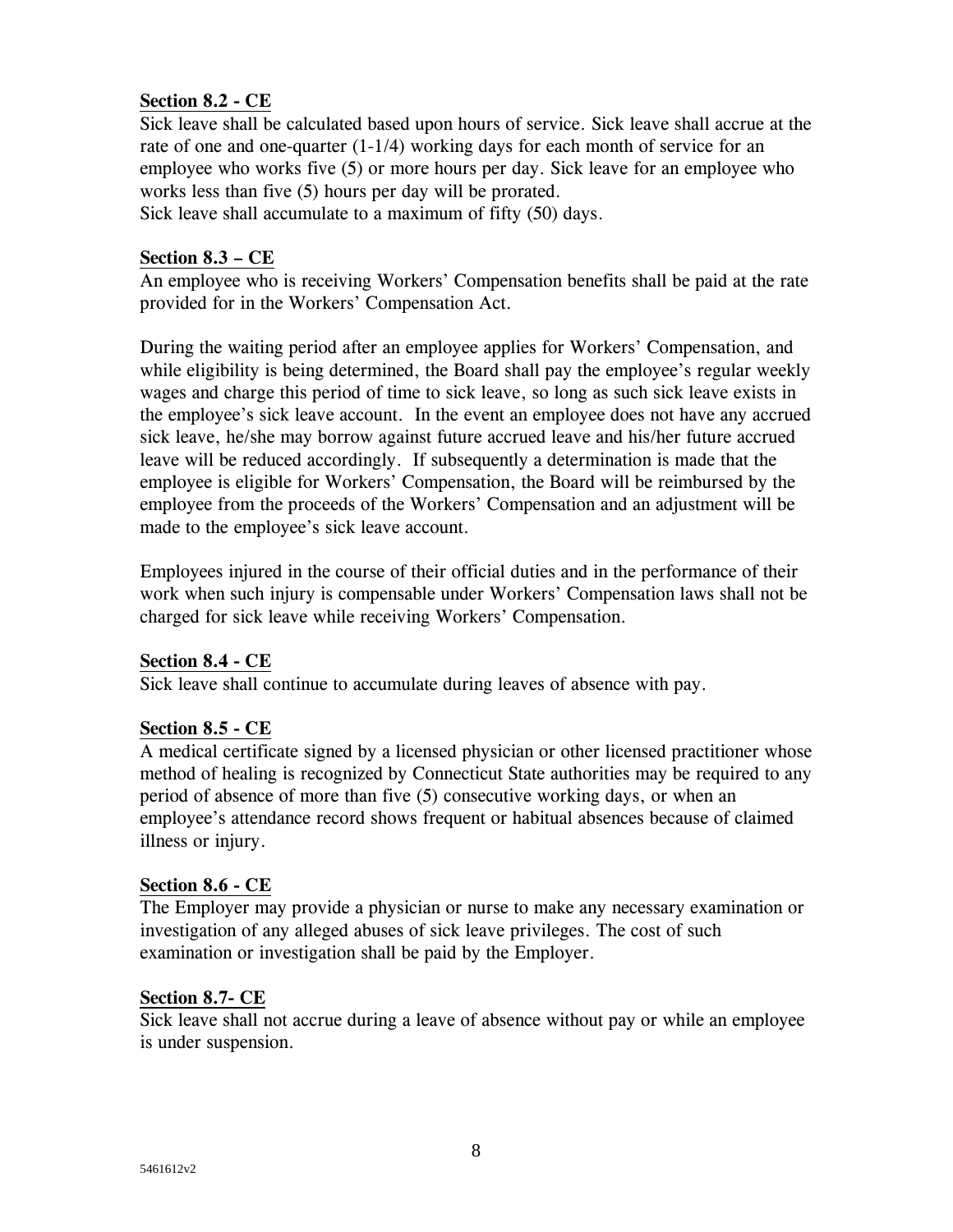**Section 8.2 - CE**

Sick leave shall be calculated based upon hours of service. Sick leave shall accrue at the rate of one and one-quarter (1-1/4) working days for each month of service for an employee who works five (5) or more hours per day. Sick leave for an employee who works less than five (5) hours per day will be prorated.
Sick leave shall accumulate to a maximum of fifty (50) days.

**Section 8.3 – CE**

An employee who is receiving Workers' Compensation benefits shall be paid at the rate provided for in the Workers' Compensation Act.

During the waiting period after an employee applies for Workers' Compensation, and while eligibility is being determined, the Board shall pay the employee's regular weekly wages and charge this period of time to sick leave, so long as such sick leave exists in the employee's sick leave account. In the event an employee does not have any accrued sick leave, he/she may borrow against future accrued leave and his/her future accrued leave will be reduced accordingly. If subsequently a determination is made that the employee is eligible for Workers' Compensation, the Board will be reimbursed by the employee from the proceeds of the Workers' Compensation and an adjustment will be made to the employee's sick leave account.

Employees injured in the course of their official duties and in the performance of their work when such injury is compensable under Workers' Compensation laws shall not be charged for sick leave while receiving Workers' Compensation.

**Section 8.4 - CE**

Sick leave shall continue to accumulate during leaves of absence with pay.

**Section 8.5 - CE**

A medical certificate signed by a licensed physician or other licensed practitioner whose method of healing is recognized by Connecticut State authorities may be required to any period of absence of more than five (5) consecutive working days, or when an employee's attendance record shows frequent or habitual absences because of claimed illness or injury.

**Section 8.6 - CE**

The Employer may provide a physician or nurse to make any necessary examination or investigation of any alleged abuses of sick leave privileges. The cost of such examination or investigation shall be paid by the Employer.

**Section 8.7- CE**

Sick leave shall not accrue during a leave of absence without pay or while an employee is under suspension.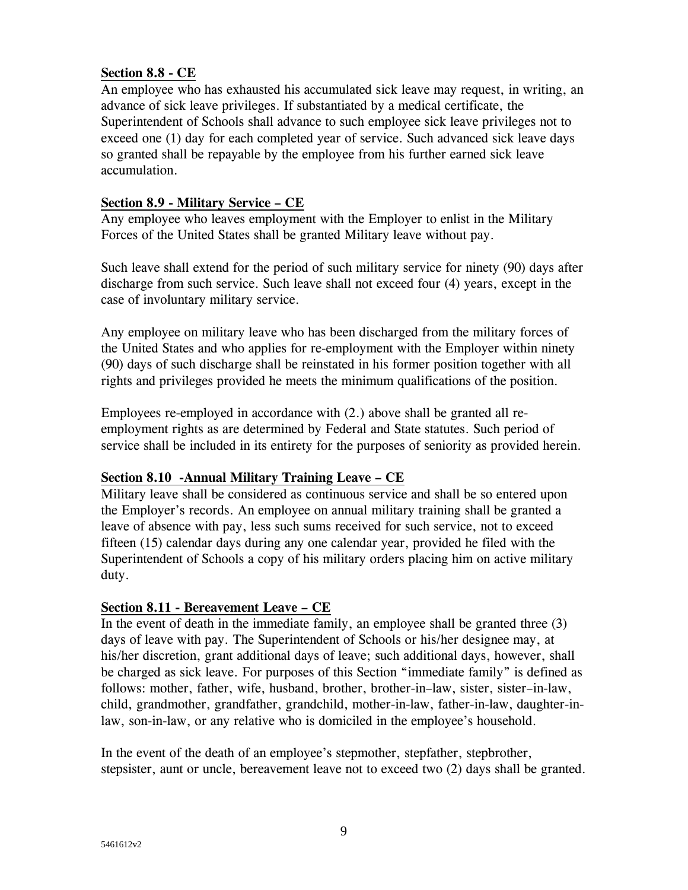**Section 8.8 - CE**

An employee who has exhausted his accumulated sick leave may request, in writing, an advance of sick leave privileges. If substantiated by a medical certificate, the Superintendent of Schools shall advance to such employee sick leave privileges not to exceed one (1) day for each completed year of service. Such advanced sick leave days so granted shall be repayable by the employee from his further earned sick leave accumulation.

**Section 8.9 - Military Service – CE**

Any employee who leaves employment with the Employer to enlist in the Military Forces of the United States shall be granted Military leave without pay.

Such leave shall extend for the period of such military service for ninety (90) days after discharge from such service. Such leave shall not exceed four (4) years, except in the case of involuntary military service.

Any employee on military leave who has been discharged from the military forces of the United States and who applies for re-employment with the Employer within ninety (90) days of such discharge shall be reinstated in his former position together with all rights and privileges provided he meets the minimum qualifications of the position.

Employees re-employed in accordance with (2.) above shall be granted all re-employment rights as are determined by Federal and State statutes. Such period of service shall be included in its entirety for the purposes of seniority as provided herein.

**Section 8.10 -Annual Military Training Leave – CE**

Military leave shall be considered as continuous service and shall be so entered upon the Employer's records. An employee on annual military training shall be granted a leave of absence with pay, less such sums received for such service, not to exceed fifteen (15) calendar days during any one calendar year, provided he filed with the Superintendent of Schools a copy of his military orders placing him on active military duty.

**Section 8.11 - Bereavement Leave – CE**

In the event of death in the immediate family, an employee shall be granted three (3) days of leave with pay. The Superintendent of Schools or his/her designee may, at his/her discretion, grant additional days of leave; such additional days, however, shall be charged as sick leave. For purposes of this Section "immediate family" is defined as follows: mother, father, wife, husband, brother, brother-in–law, sister, sister–in-law, child, grandmother, grandfather, grandchild, mother-in-law, father-in-law, daughter-in-law, son-in-law, or any relative who is domiciled in the employee's household.

In the event of the death of an employee's stepmother, stepfather, stepbrother, stepsister, aunt or uncle, bereavement leave not to exceed two (2) days shall be granted.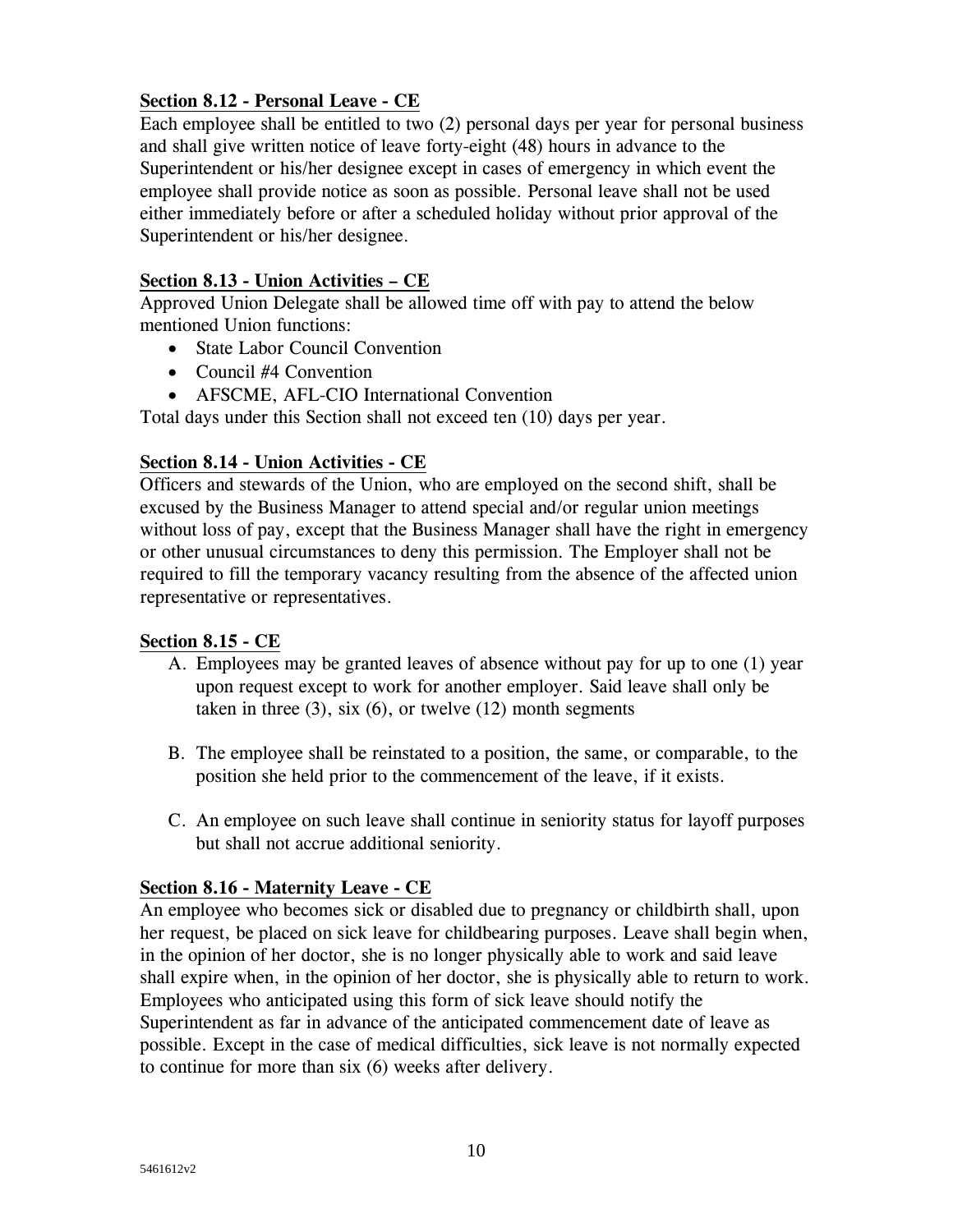**Section 8.12 - Personal Leave - CE**

Each employee shall be entitled to two (2) personal days per year for personal business and shall give written notice of leave forty-eight (48) hours in advance to the Superintendent or his/her designee except in cases of emergency in which event the employee shall provide notice as soon as possible. Personal leave shall not be used either immediately before or after a scheduled holiday without prior approval of the Superintendent or his/her designee.

**Section 8.13 - Union Activities – CE**

Approved Union Delegate shall be allowed time off with pay to attend the below mentioned Union functions:

- State Labor Council Convention
- Council #4 Convention
- AFSCME, AFL-CIO International Convention

Total days under this Section shall not exceed ten (10) days per year.

**Section 8.14 - Union Activities - CE**

Officers and stewards of the Union, who are employed on the second shift, shall be excused by the Business Manager to attend special and/or regular union meetings without loss of pay, except that the Business Manager shall have the right in emergency or other unusual circumstances to deny this permission. The Employer shall not be required to fill the temporary vacancy resulting from the absence of the affected union representative or representatives.

**Section 8.15 - CE**

A. Employees may be granted leaves of absence without pay for up to one (1) year upon request except to work for another employer. Said leave shall only be taken in three (3), six (6), or twelve (12) month segments

B. The employee shall be reinstated to a position, the same, or comparable, to the position she held prior to the commencement of the leave, if it exists.

C. An employee on such leave shall continue in seniority status for layoff purposes but shall not accrue additional seniority.

**Section 8.16 - Maternity Leave - CE**

An employee who becomes sick or disabled due to pregnancy or childbirth shall, upon her request, be placed on sick leave for childbearing purposes. Leave shall begin when, in the opinion of her doctor, she is no longer physically able to work and said leave shall expire when, in the opinion of her doctor, she is physically able to return to work. Employees who anticipated using this form of sick leave should notify the Superintendent as far in advance of the anticipated commencement date of leave as possible. Except in the case of medical difficulties, sick leave is not normally expected to continue for more than six (6) weeks after delivery.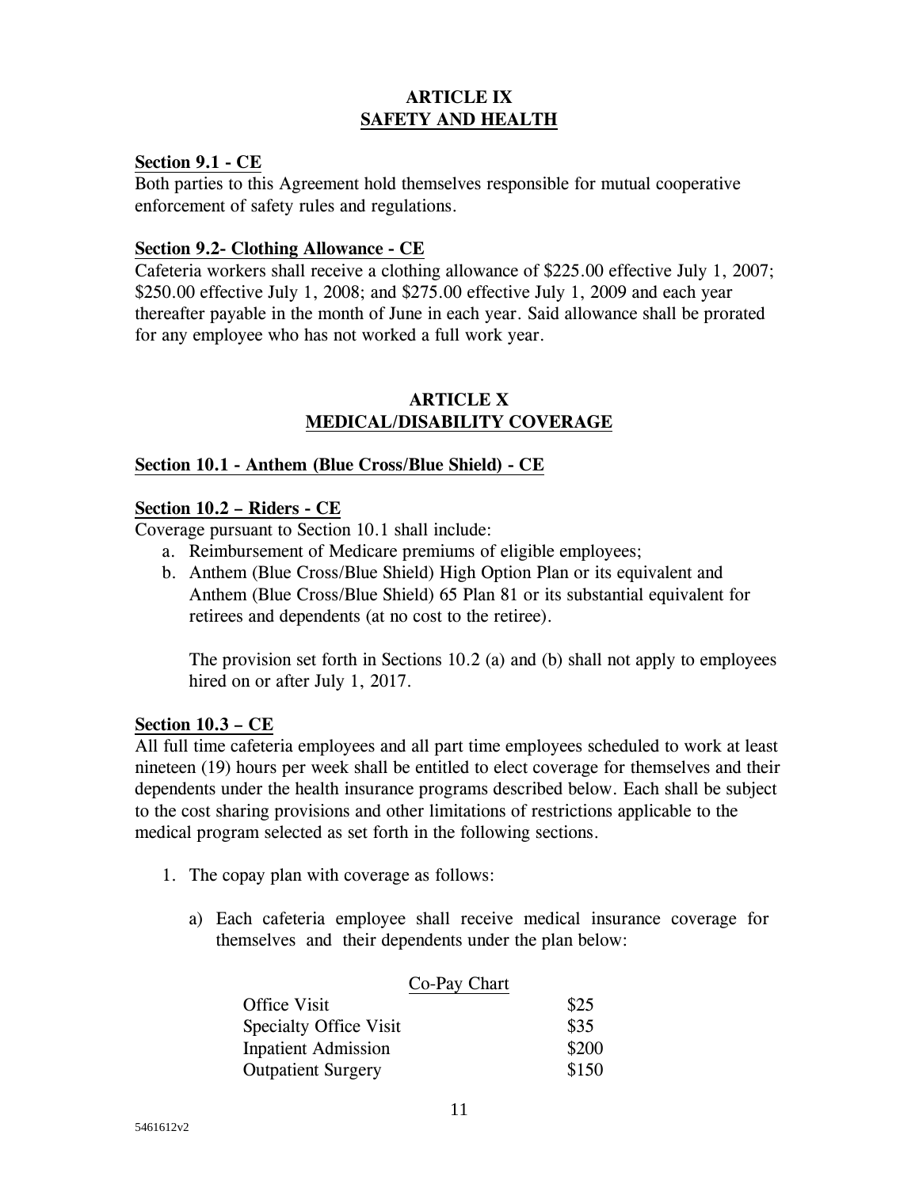# ARTICLE IX
# SAFETY AND HEALTH

**Section 9.1 - CE**

Both parties to this Agreement hold themselves responsible for mutual cooperative enforcement of safety rules and regulations.

**Section 9.2- Clothing Allowance - CE**

Cafeteria workers shall receive a clothing allowance of $225.00 effective July 1, 2007; $250.00 effective July 1, 2008; and $275.00 effective July 1, 2009 and each year thereafter payable in the month of June in each year. Said allowance shall be prorated for any employee who has not worked a full work year.

# ARTICLE X
# MEDICAL/DISABILITY COVERAGE

**Section 10.1 - Anthem (Blue Cross/Blue Shield) - CE**

**Section 10.2 – Riders - CE**

Coverage pursuant to Section 10.1 shall include:

a. Reimbursement of Medicare premiums of eligible employees;
b. Anthem (Blue Cross/Blue Shield) High Option Plan or its equivalent and Anthem (Blue Cross/Blue Shield) 65 Plan 81 or its substantial equivalent for retirees and dependents (at no cost to the retiree).

   The provision set forth in Sections 10.2 (a) and (b) shall not apply to employees hired on or after July 1, 2017.

**Section 10.3 – CE**

All full time cafeteria employees and all part time employees scheduled to work at least nineteen (19) hours per week shall be entitled to elect coverage for themselves and their dependents under the health insurance programs described below. Each shall be subject to the cost sharing provisions and other limitations of restrictions applicable to the medical program selected as set forth in the following sections.

1. The copay plan with coverage as follows:

   a) Each cafeteria employee shall receive medical insurance coverage for themselves and their dependents under the plan below:

| Co-Pay Chart | |
|---|---|
| Office Visit | $25 |
| Specialty Office Visit | $35 |
| Inpatient Admission | $200 |
| Outpatient Surgery | $150 |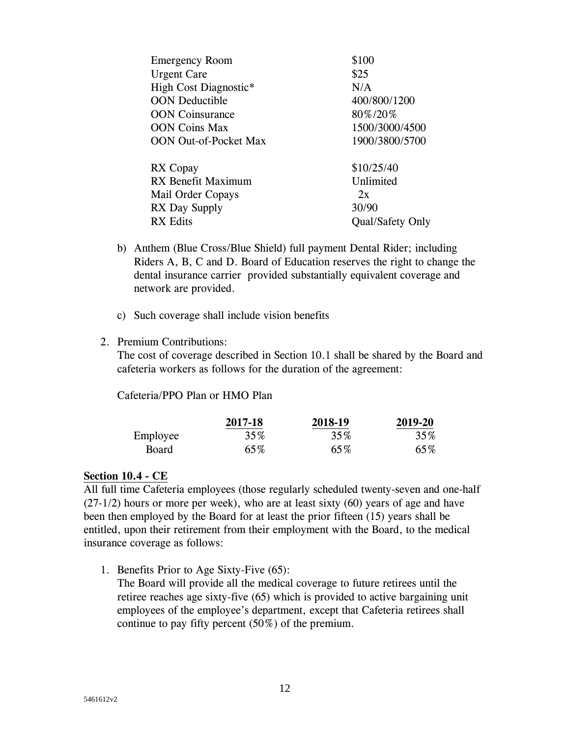| | |
|---|---|
| Emergency Room | $100 |
| Urgent Care | $25 |
| High Cost Diagnostic* | N/A |
| OON Deductible | 400/800/1200 |
| OON Coinsurance | 80%/20% |
| OON Coins Max | 1500/3000/4500 |
| OON Out-of-Pocket Max | 1900/3800/5700 |
| | |
| RX Copay | $10/25/40 |
| RX Benefit Maximum | Unlimited |
| Mail Order Copays | 2x |
| RX Day Supply | 30/90 |
| RX Edits | Qual/Safety Only |

b) Anthem (Blue Cross/Blue Shield) full payment Dental Rider; including Riders A, B, C and D. Board of Education reserves the right to change the dental insurance carrier provided substantially equivalent coverage and network are provided.

c) Such coverage shall include vision benefits

2. Premium Contributions:
   The cost of coverage described in Section 10.1 shall be shared by the Board and cafeteria workers as follows for the duration of the agreement:

   Cafeteria/PPO Plan or HMO Plan

| | 2017-18 | 2018-19 | 2019-20 |
|---|---|---|---|
| Employee | 35% | 35% | 35% |
| Board | 65% | 65% | 65% |

**Section 10.4 - CE**

All full time Cafeteria employees (those regularly scheduled twenty-seven and one-half (27-1/2) hours or more per week), who are at least sixty (60) years of age and have been then employed by the Board for at least the prior fifteen (15) years shall be entitled, upon their retirement from their employment with the Board, to the medical insurance coverage as follows:

1. Benefits Prior to Age Sixty-Five (65):
   The Board will provide all the medical coverage to future retirees until the retiree reaches age sixty-five (65) which is provided to active bargaining unit employees of the employee's department, except that Cafeteria retirees shall continue to pay fifty percent (50%) of the premium.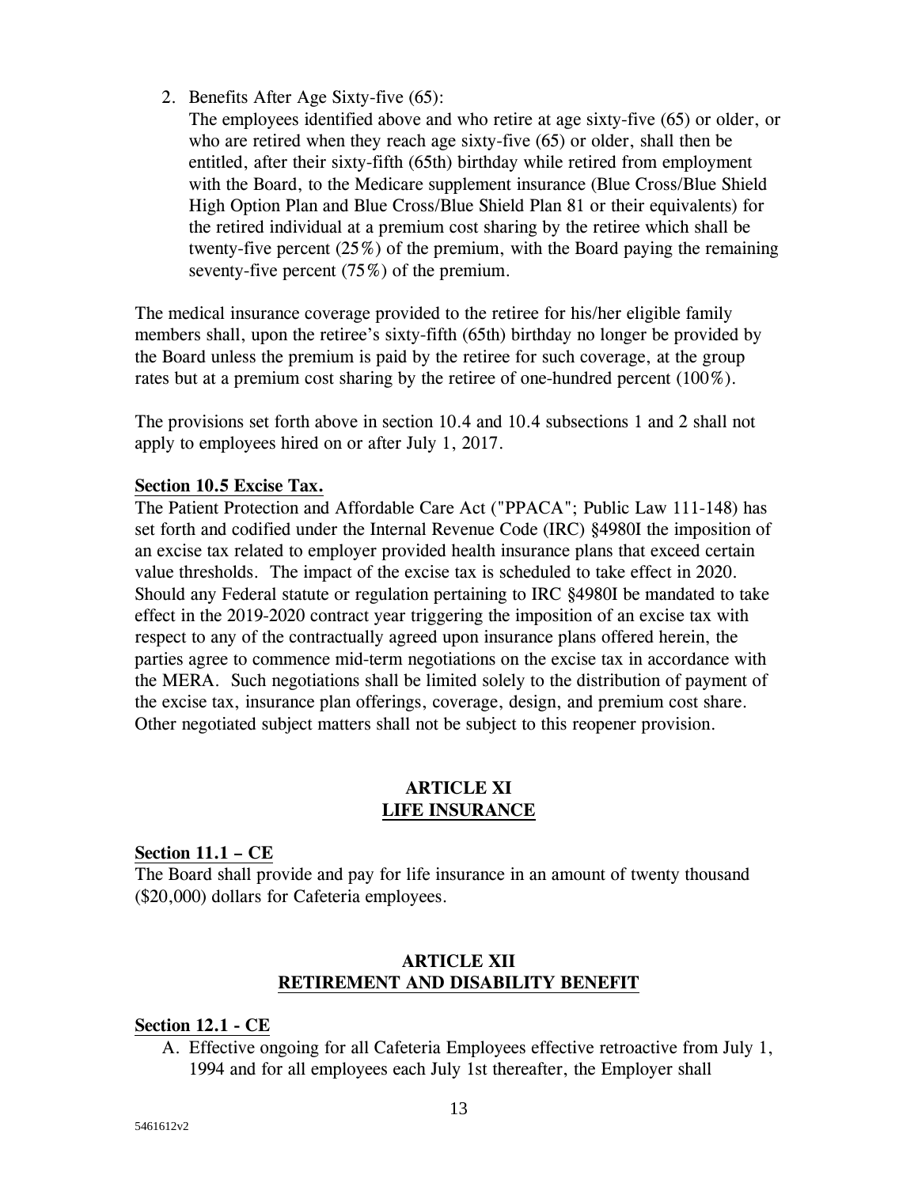2. Benefits After Age Sixty-five (65):
   The employees identified above and who retire at age sixty-five (65) or older, or who are retired when they reach age sixty-five (65) or older, shall then be entitled, after their sixty-fifth (65th) birthday while retired from employment with the Board, to the Medicare supplement insurance (Blue Cross/Blue Shield High Option Plan and Blue Cross/Blue Shield Plan 81 or their equivalents) for the retired individual at a premium cost sharing by the retiree which shall be twenty-five percent (25%) of the premium, with the Board paying the remaining seventy-five percent (75%) of the premium.

The medical insurance coverage provided to the retiree for his/her eligible family members shall, upon the retiree's sixty-fifth (65th) birthday no longer be provided by the Board unless the premium is paid by the retiree for such coverage, at the group rates but at a premium cost sharing by the retiree of one-hundred percent (100%).

The provisions set forth above in section 10.4 and 10.4 subsections 1 and 2 shall not apply to employees hired on or after July 1, 2017.

**Section 10.5 Excise Tax.**

The Patient Protection and Affordable Care Act ("PPACA"; Public Law 111-148) has set forth and codified under the Internal Revenue Code (IRC) §4980I the imposition of an excise tax related to employer provided health insurance plans that exceed certain value thresholds. The impact of the excise tax is scheduled to take effect in 2020. Should any Federal statute or regulation pertaining to IRC §4980I be mandated to take effect in the 2019-2020 contract year triggering the imposition of an excise tax with respect to any of the contractually agreed upon insurance plans offered herein, the parties agree to commence mid-term negotiations on the excise tax in accordance with the MERA. Such negotiations shall be limited solely to the distribution of payment of the excise tax, insurance plan offerings, coverage, design, and premium cost share. Other negotiated subject matters shall not be subject to this reopener provision.

## ARTICLE XI
## LIFE INSURANCE

**Section 11.1 – CE**

The Board shall provide and pay for life insurance in an amount of twenty thousand ($20,000) dollars for Cafeteria employees.

## ARTICLE XII
## RETIREMENT AND DISABILITY BENEFIT

**Section 12.1 - CE**

A. Effective ongoing for all Cafeteria Employees effective retroactive from July 1, 1994 and for all employees each July 1st thereafter, the Employer shall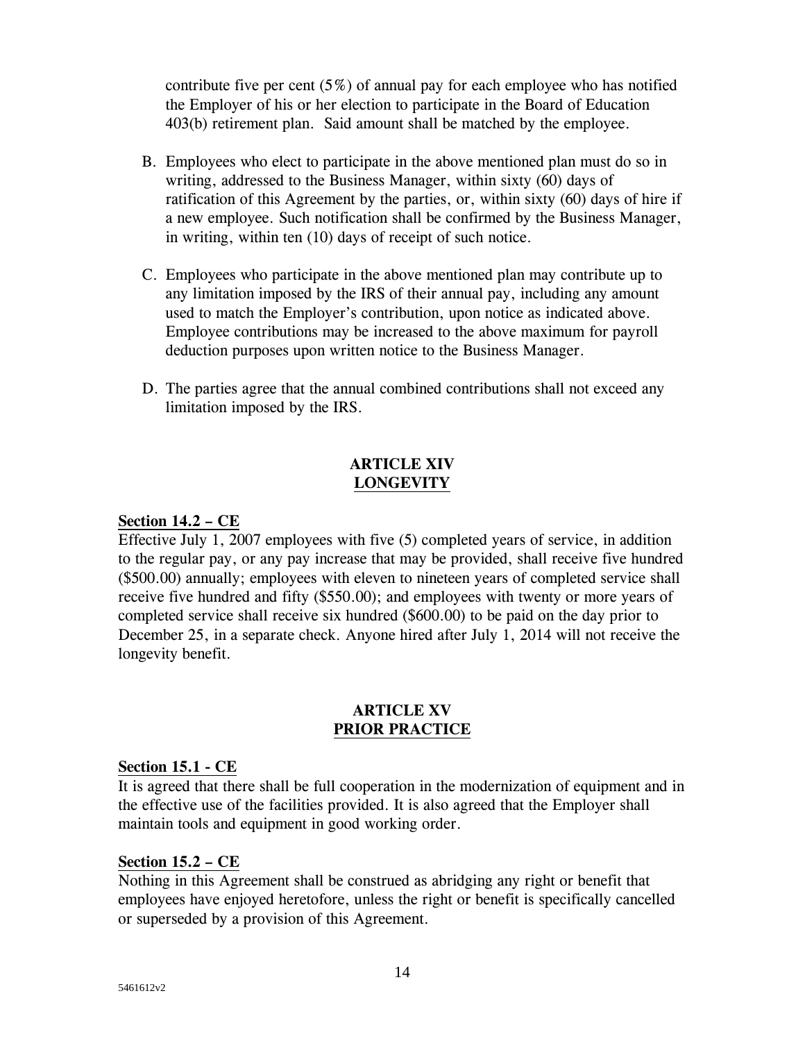contribute five per cent (5%) of annual pay for each employee who has notified the Employer of his or her election to participate in the Board of Education 403(b) retirement plan. Said amount shall be matched by the employee.

B. Employees who elect to participate in the above mentioned plan must do so in writing, addressed to the Business Manager, within sixty (60) days of ratification of this Agreement by the parties, or, within sixty (60) days of hire if a new employee. Such notification shall be confirmed by the Business Manager, in writing, within ten (10) days of receipt of such notice.

C. Employees who participate in the above mentioned plan may contribute up to any limitation imposed by the IRS of their annual pay, including any amount used to match the Employer's contribution, upon notice as indicated above. Employee contributions may be increased to the above maximum for payroll deduction purposes upon written notice to the Business Manager.

D. The parties agree that the annual combined contributions shall not exceed any limitation imposed by the IRS.

## ARTICLE XIV
## LONGEVITY

**Section 14.2 – CE**

Effective July 1, 2007 employees with five (5) completed years of service, in addition to the regular pay, or any pay increase that may be provided, shall receive five hundred ($500.00) annually; employees with eleven to nineteen years of completed service shall receive five hundred and fifty ($550.00); and employees with twenty or more years of completed service shall receive six hundred ($600.00) to be paid on the day prior to December 25, in a separate check. Anyone hired after July 1, 2014 will not receive the longevity benefit.

## ARTICLE XV
## PRIOR PRACTICE

**Section 15.1 - CE**

It is agreed that there shall be full cooperation in the modernization of equipment and in the effective use of the facilities provided. It is also agreed that the Employer shall maintain tools and equipment in good working order.

**Section 15.2 – CE**

Nothing in this Agreement shall be construed as abridging any right or benefit that employees have enjoyed heretofore, unless the right or benefit is specifically cancelled or superseded by a provision of this Agreement.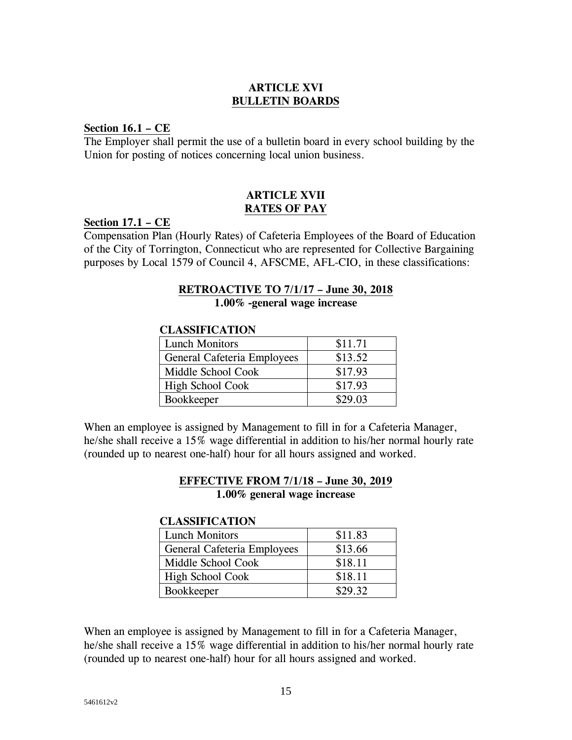# ARTICLE XVI
## BULLETIN BOARDS

**Section 16.1 – CE**
The Employer shall permit the use of a bulletin board in every school building by the Union for posting of notices concerning local union business.

# ARTICLE XVII
## RATES OF PAY

**Section 17.1 – CE**
Compensation Plan (Hourly Rates) of Cafeteria Employees of the Board of Education of the City of Torrington, Connecticut who are represented for Collective Bargaining purposes by Local 1579 of Council 4, AFSCME, AFL-CIO, in these classifications:

**RETROACTIVE TO 7/1/17 – June 30, 2018**
**1.00% -general wage increase**

**CLASSIFICATION**

| | |
|---|---|
| Lunch Monitors | $11.71 |
| General Cafeteria Employees | $13.52 |
| Middle School Cook | $17.93 |
| High School Cook | $17.93 |
| Bookkeeper | $29.03 |

When an employee is assigned by Management to fill in for a Cafeteria Manager, he/she shall receive a 15% wage differential in addition to his/her normal hourly rate (rounded up to nearest one-half) hour for all hours assigned and worked.

**EFFECTIVE FROM 7/1/18 – June 30, 2019**
**1.00% general wage increase**

**CLASSIFICATION**

| | |
|---|---|
| Lunch Monitors | $11.83 |
| General Cafeteria Employees | $13.66 |
| Middle School Cook | $18.11 |
| High School Cook | $18.11 |
| Bookkeeper | $29.32 |

When an employee is assigned by Management to fill in for a Cafeteria Manager, he/she shall receive a 15% wage differential in addition to his/her normal hourly rate (rounded up to nearest one-half) hour for all hours assigned and worked.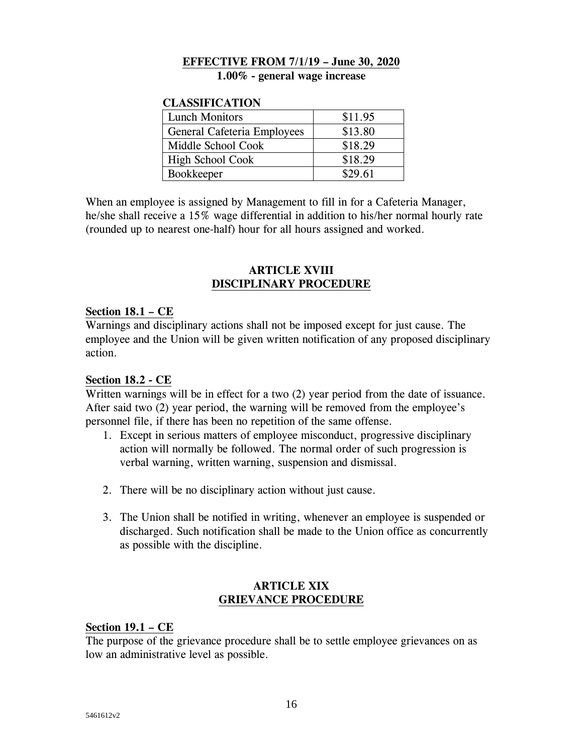**EFFECTIVE FROM 7/1/19 – June 30, 2020**
**1.00% - general wage increase**

**CLASSIFICATION**

| Classification | Rate |
| --- | --- |
| Lunch Monitors | $11.95 |
| General Cafeteria Employees | $13.80 |
| Middle School Cook | $18.29 |
| High School Cook | $18.29 |
| Bookkeeper | $29.61 |

When an employee is assigned by Management to fill in for a Cafeteria Manager, he/she shall receive a 15% wage differential in addition to his/her normal hourly rate (rounded up to nearest one-half) hour for all hours assigned and worked.

## ARTICLE XVIII
## DISCIPLINARY PROCEDURE

**Section 18.1 – CE**
Warnings and disciplinary actions shall not be imposed except for just cause. The employee and the Union will be given written notification of any proposed disciplinary action.

**Section 18.2 - CE**
Written warnings will be in effect for a two (2) year period from the date of issuance. After said two (2) year period, the warning will be removed from the employee's personnel file, if there has been no repetition of the same offense.

1. Except in serious matters of employee misconduct, progressive disciplinary action will normally be followed. The normal order of such progression is verbal warning, written warning, suspension and dismissal.

2. There will be no disciplinary action without just cause.

3. The Union shall be notified in writing, whenever an employee is suspended or discharged. Such notification shall be made to the Union office as concurrently as possible with the discipline.

## ARTICLE XIX
## GRIEVANCE PROCEDURE

**Section 19.1 – CE**
The purpose of the grievance procedure shall be to settle employee grievances on as low an administrative level as possible.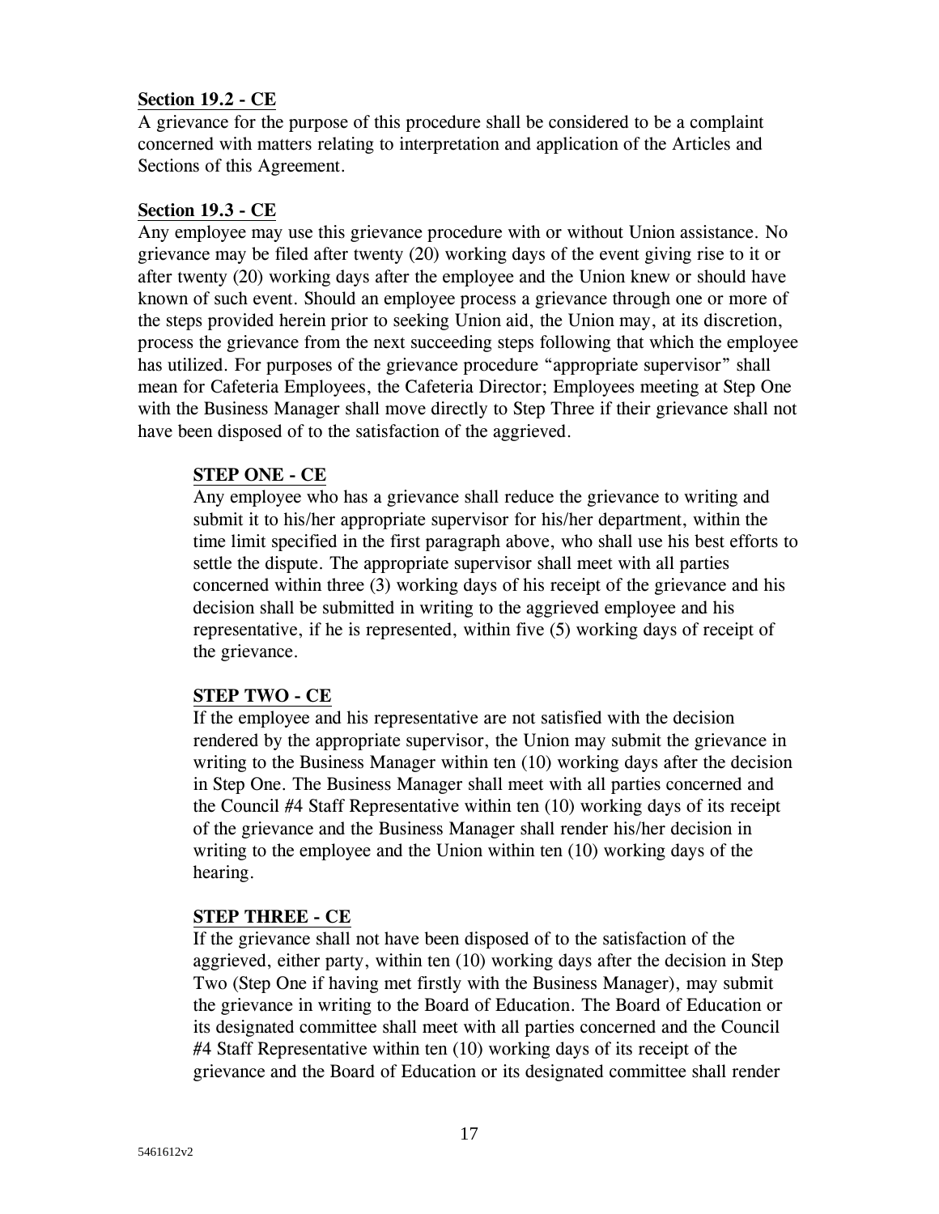**Section 19.2 - CE**

A grievance for the purpose of this procedure shall be considered to be a complaint concerned with matters relating to interpretation and application of the Articles and Sections of this Agreement.

**Section 19.3 - CE**

Any employee may use this grievance procedure with or without Union assistance. No grievance may be filed after twenty (20) working days of the event giving rise to it or after twenty (20) working days after the employee and the Union knew or should have known of such event. Should an employee process a grievance through one or more of the steps provided herein prior to seeking Union aid, the Union may, at its discretion, process the grievance from the next succeeding steps following that which the employee has utilized. For purposes of the grievance procedure "appropriate supervisor" shall mean for Cafeteria Employees, the Cafeteria Director; Employees meeting at Step One with the Business Manager shall move directly to Step Three if their grievance shall not have been disposed of to the satisfaction of the aggrieved.

**STEP ONE - CE**

Any employee who has a grievance shall reduce the grievance to writing and submit it to his/her appropriate supervisor for his/her department, within the time limit specified in the first paragraph above, who shall use his best efforts to settle the dispute. The appropriate supervisor shall meet with all parties concerned within three (3) working days of his receipt of the grievance and his decision shall be submitted in writing to the aggrieved employee and his representative, if he is represented, within five (5) working days of receipt of the grievance.

**STEP TWO - CE**

If the employee and his representative are not satisfied with the decision rendered by the appropriate supervisor, the Union may submit the grievance in writing to the Business Manager within ten (10) working days after the decision in Step One. The Business Manager shall meet with all parties concerned and the Council #4 Staff Representative within ten (10) working days of its receipt of the grievance and the Business Manager shall render his/her decision in writing to the employee and the Union within ten (10) working days of the hearing.

**STEP THREE - CE**

If the grievance shall not have been disposed of to the satisfaction of the aggrieved, either party, within ten (10) working days after the decision in Step Two (Step One if having met firstly with the Business Manager), may submit the grievance in writing to the Board of Education. The Board of Education or its designated committee shall meet with all parties concerned and the Council #4 Staff Representative within ten (10) working days of its receipt of the grievance and the Board of Education or its designated committee shall render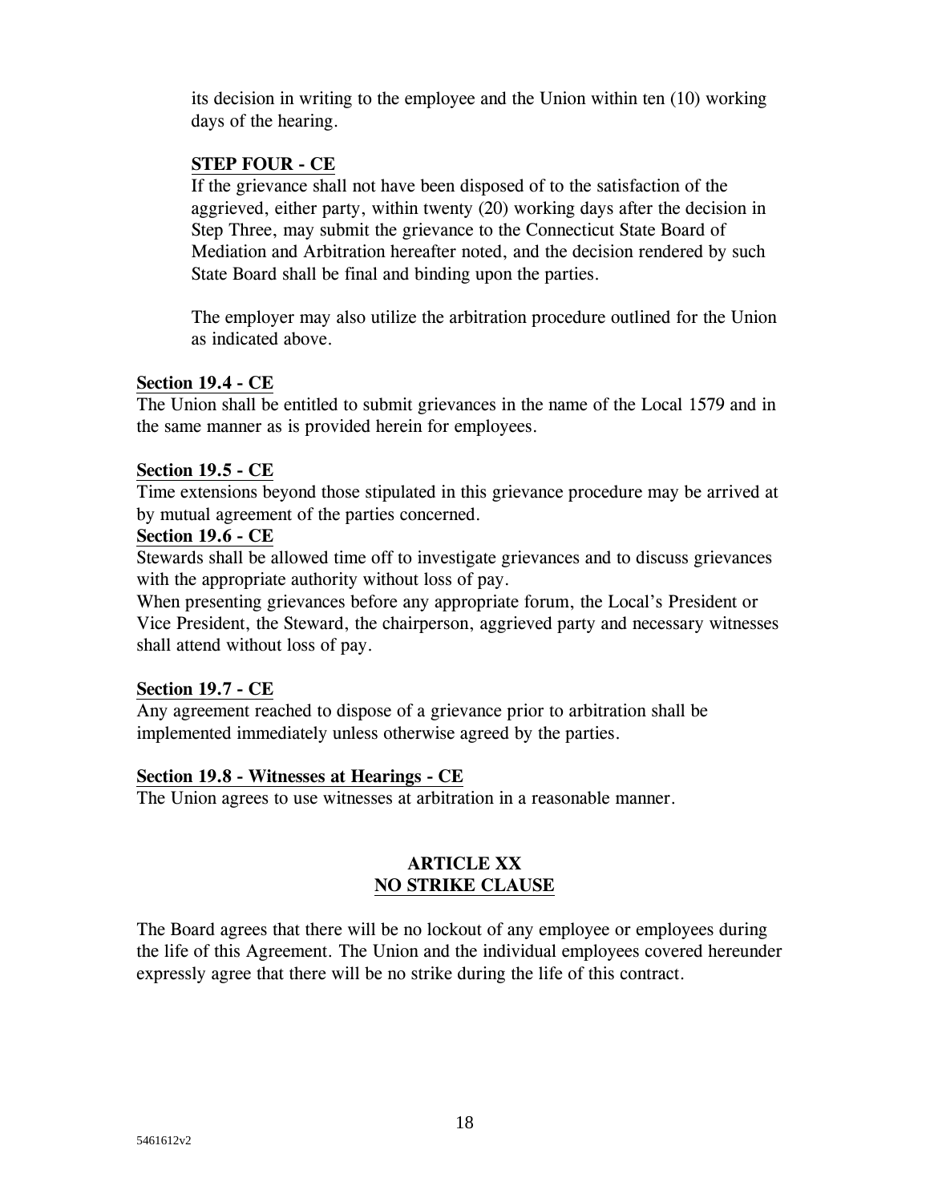its decision in writing to the employee and the Union within ten (10) working days of the hearing.

**STEP FOUR - CE**

If the grievance shall not have been disposed of to the satisfaction of the aggrieved, either party, within twenty (20) working days after the decision in Step Three, may submit the grievance to the Connecticut State Board of Mediation and Arbitration hereafter noted, and the decision rendered by such State Board shall be final and binding upon the parties.

The employer may also utilize the arbitration procedure outlined for the Union as indicated above.

**Section 19.4 - CE**

The Union shall be entitled to submit grievances in the name of the Local 1579 and in the same manner as is provided herein for employees.

**Section 19.5 - CE**

Time extensions beyond those stipulated in this grievance procedure may be arrived at by mutual agreement of the parties concerned.

**Section 19.6 - CE**

Stewards shall be allowed time off to investigate grievances and to discuss grievances with the appropriate authority without loss of pay.

When presenting grievances before any appropriate forum, the Local's President or Vice President, the Steward, the chairperson, aggrieved party and necessary witnesses shall attend without loss of pay.

**Section 19.7 - CE**

Any agreement reached to dispose of a grievance prior to arbitration shall be implemented immediately unless otherwise agreed by the parties.

**Section 19.8 - Witnesses at Hearings - CE**

The Union agrees to use witnesses at arbitration in a reasonable manner.

## ARTICLE XX
## NO STRIKE CLAUSE

The Board agrees that there will be no lockout of any employee or employees during the life of this Agreement. The Union and the individual employees covered hereunder expressly agree that there will be no strike during the life of this contract.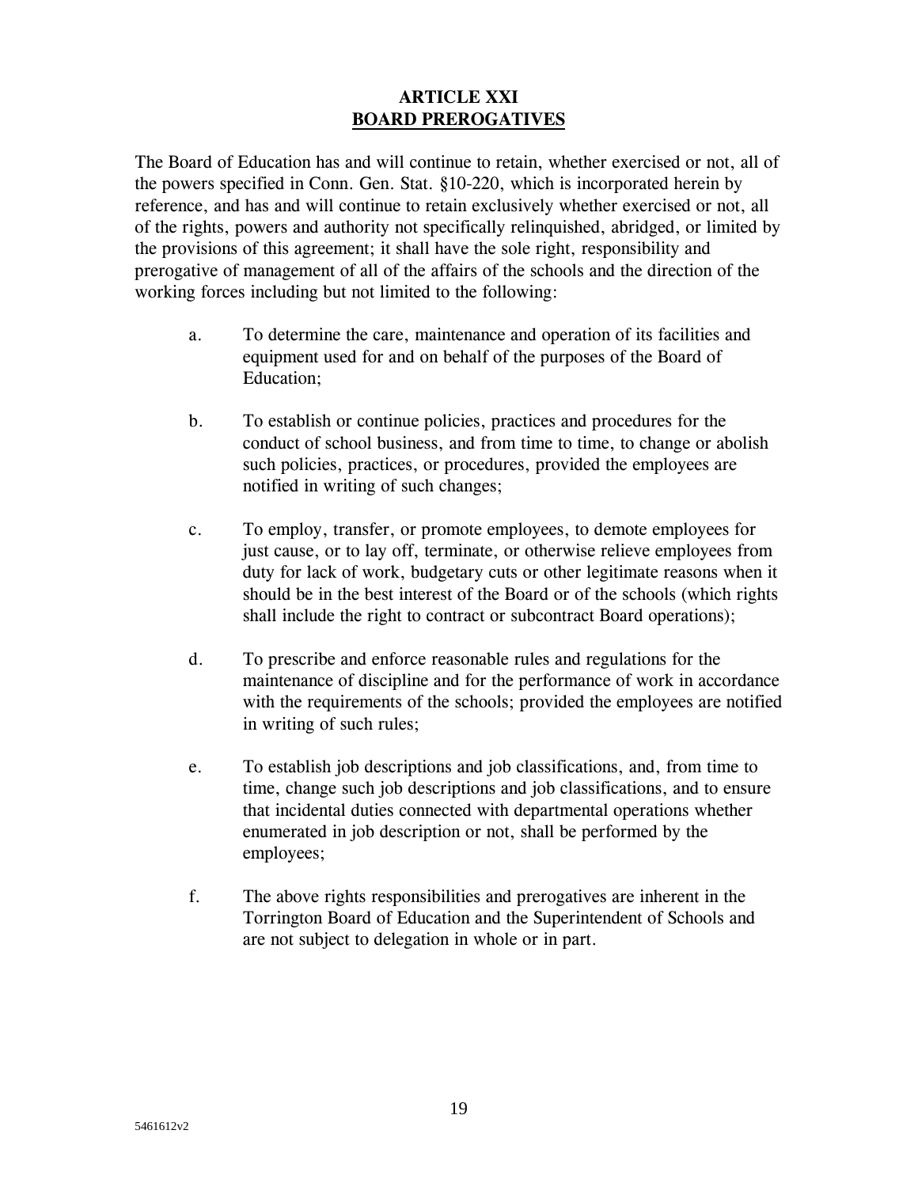## ARTICLE XXI
## BOARD PREROGATIVES

The Board of Education has and will continue to retain, whether exercised or not, all of the powers specified in Conn. Gen. Stat. §10-220, which is incorporated herein by reference, and has and will continue to retain exclusively whether exercised or not, all of the rights, powers and authority not specifically relinquished, abridged, or limited by the provisions of this agreement; it shall have the sole right, responsibility and prerogative of management of all of the affairs of the schools and the direction of the working forces including but not limited to the following:

a. To determine the care, maintenance and operation of its facilities and equipment used for and on behalf of the purposes of the Board of Education;

b. To establish or continue policies, practices and procedures for the conduct of school business, and from time to time, to change or abolish such policies, practices, or procedures, provided the employees are notified in writing of such changes;

c. To employ, transfer, or promote employees, to demote employees for just cause, or to lay off, terminate, or otherwise relieve employees from duty for lack of work, budgetary cuts or other legitimate reasons when it should be in the best interest of the Board or of the schools (which rights shall include the right to contract or subcontract Board operations);

d. To prescribe and enforce reasonable rules and regulations for the maintenance of discipline and for the performance of work in accordance with the requirements of the schools; provided the employees are notified in writing of such rules;

e. To establish job descriptions and job classifications, and, from time to time, change such job descriptions and job classifications, and to ensure that incidental duties connected with departmental operations whether enumerated in job description or not, shall be performed by the employees;

f. The above rights responsibilities and prerogatives are inherent in the Torrington Board of Education and the Superintendent of Schools and are not subject to delegation in whole or in part.

5461612v2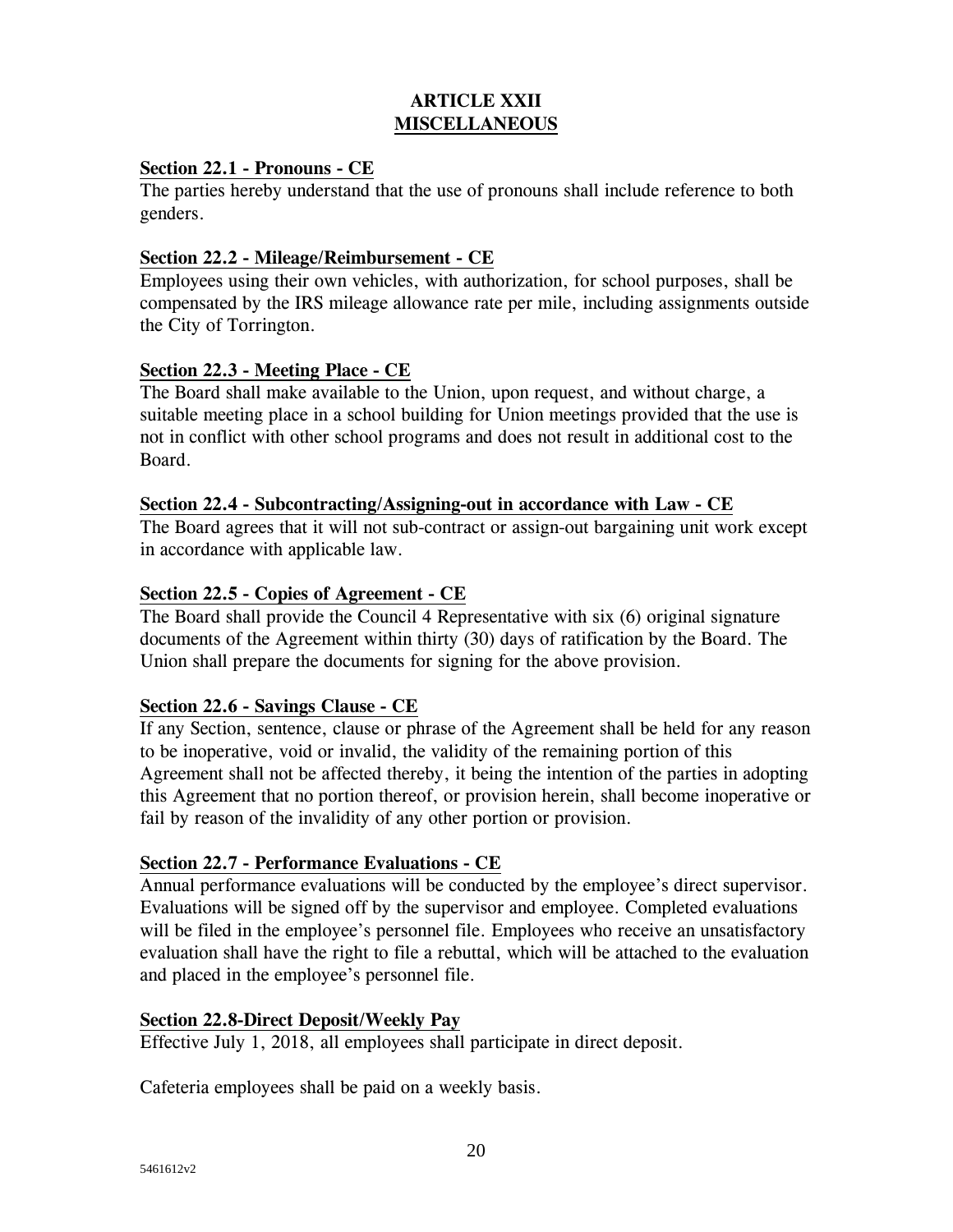# ARTICLE XXII
## MISCELLANEOUS

**Section 22.1 - Pronouns - CE**

The parties hereby understand that the use of pronouns shall include reference to both genders.

**Section 22.2 - Mileage/Reimbursement - CE**

Employees using their own vehicles, with authorization, for school purposes, shall be compensated by the IRS mileage allowance rate per mile, including assignments outside the City of Torrington.

**Section 22.3 - Meeting Place - CE**

The Board shall make available to the Union, upon request, and without charge, a suitable meeting place in a school building for Union meetings provided that the use is not in conflict with other school programs and does not result in additional cost to the Board.

**Section 22.4 - Subcontracting/Assigning-out in accordance with Law - CE**

The Board agrees that it will not sub-contract or assign-out bargaining unit work except in accordance with applicable law.

**Section 22.5 - Copies of Agreement - CE**

The Board shall provide the Council 4 Representative with six (6) original signature documents of the Agreement within thirty (30) days of ratification by the Board. The Union shall prepare the documents for signing for the above provision.

**Section 22.6 - Savings Clause - CE**

If any Section, sentence, clause or phrase of the Agreement shall be held for any reason to be inoperative, void or invalid, the validity of the remaining portion of this Agreement shall not be affected thereby, it being the intention of the parties in adopting this Agreement that no portion thereof, or provision herein, shall become inoperative or fail by reason of the invalidity of any other portion or provision.

**Section 22.7 - Performance Evaluations - CE**

Annual performance evaluations will be conducted by the employee's direct supervisor. Evaluations will be signed off by the supervisor and employee. Completed evaluations will be filed in the employee's personnel file. Employees who receive an unsatisfactory evaluation shall have the right to file a rebuttal, which will be attached to the evaluation and placed in the employee's personnel file.

**Section 22.8-Direct Deposit/Weekly Pay**

Effective July 1, 2018, all employees shall participate in direct deposit.

Cafeteria employees shall be paid on a weekly basis.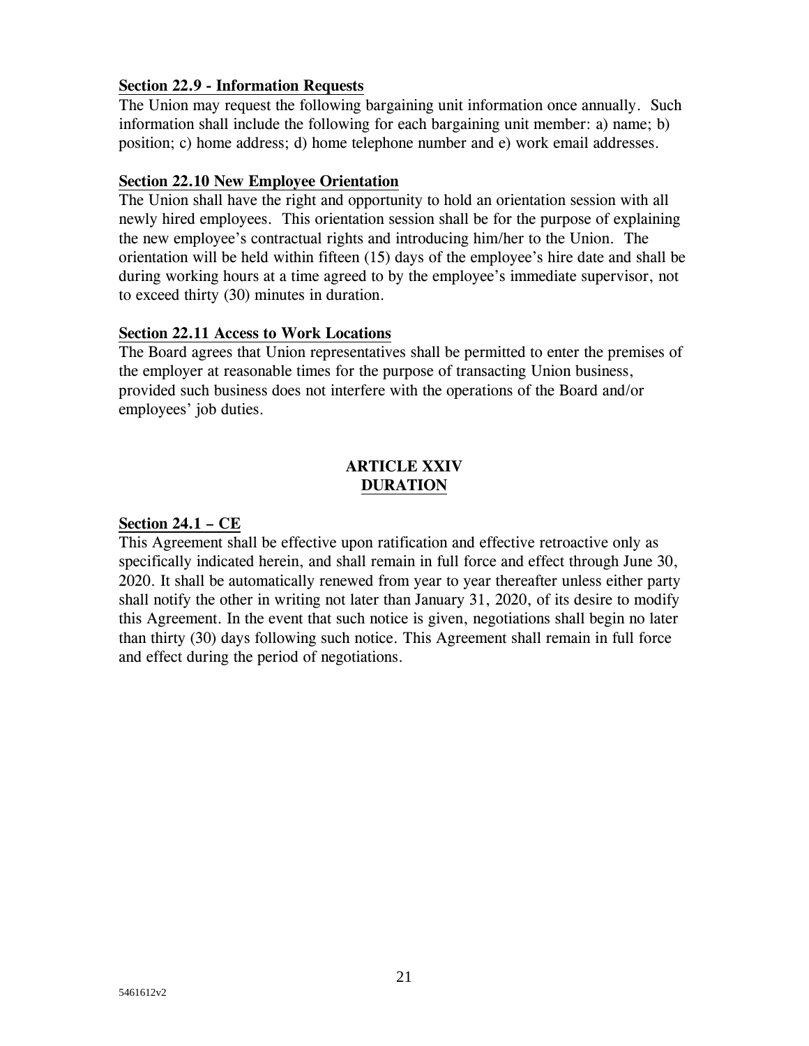**Section 22.9 - Information Requests**

The Union may request the following bargaining unit information once annually. Such information shall include the following for each bargaining unit member: a) name; b) position; c) home address; d) home telephone number and e) work email addresses.

**Section 22.10 New Employee Orientation**

The Union shall have the right and opportunity to hold an orientation session with all newly hired employees. This orientation session shall be for the purpose of explaining the new employee's contractual rights and introducing him/her to the Union. The orientation will be held within fifteen (15) days of the employee's hire date and shall be during working hours at a time agreed to by the employee's immediate supervisor, not to exceed thirty (30) minutes in duration.

**Section 22.11 Access to Work Locations**

The Board agrees that Union representatives shall be permitted to enter the premises of the employer at reasonable times for the purpose of transacting Union business, provided such business does not interfere with the operations of the Board and/or employees' job duties.

## ARTICLE XXIV
## DURATION

**Section 24.1 – CE**

This Agreement shall be effective upon ratification and effective retroactive only as specifically indicated herein, and shall remain in full force and effect through June 30, 2020. It shall be automatically renewed from year to year thereafter unless either party shall notify the other in writing not later than January 31, 2020, of its desire to modify this Agreement. In the event that such notice is given, negotiations shall begin no later than thirty (30) days following such notice. This Agreement shall remain in full force and effect during the period of negotiations.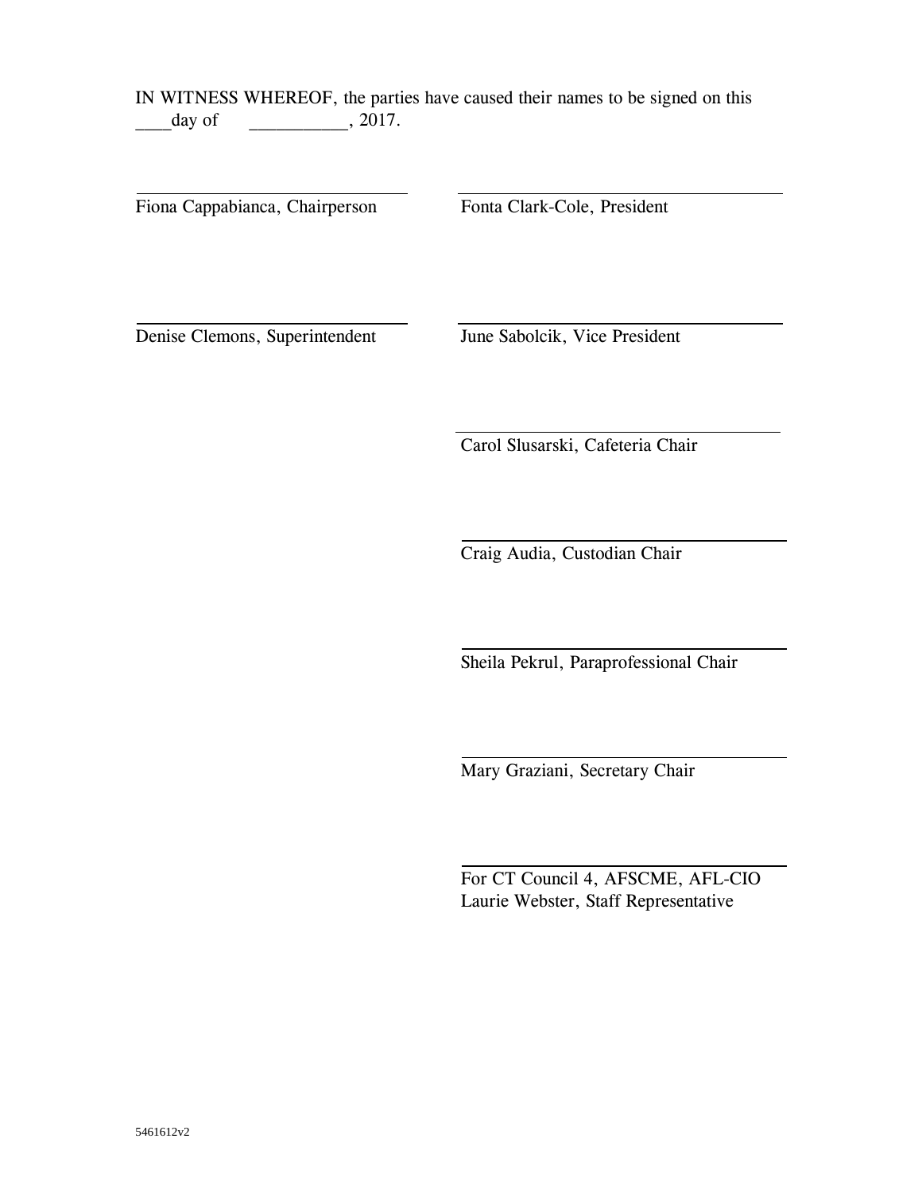IN WITNESS WHEREOF, the parties have caused their names to be signed on this ____day of ___________, 2017.

| | |
|---|---|
| _______________________ | _______________________ |
| Fiona Cappabianca, Chairperson | Fonta Clark-Cole, President |
| _______________________ | _______________________ |
| Denise Clemons, Superintendent | June Sabolcik, Vice President |
| | _______________________ |
| | Carol Slusarski, Cafeteria Chair |
| | _______________________ |
| | Craig Audia, Custodian Chair |
| | _______________________ |
| | Sheila Pekrul, Paraprofessional Chair |
| | _______________________ |
| | Mary Graziani, Secretary Chair |
| | _______________________ |
| | For CT Council 4, AFSCME, AFL-CIO<br>Laurie Webster, Staff Representative |

5461612v2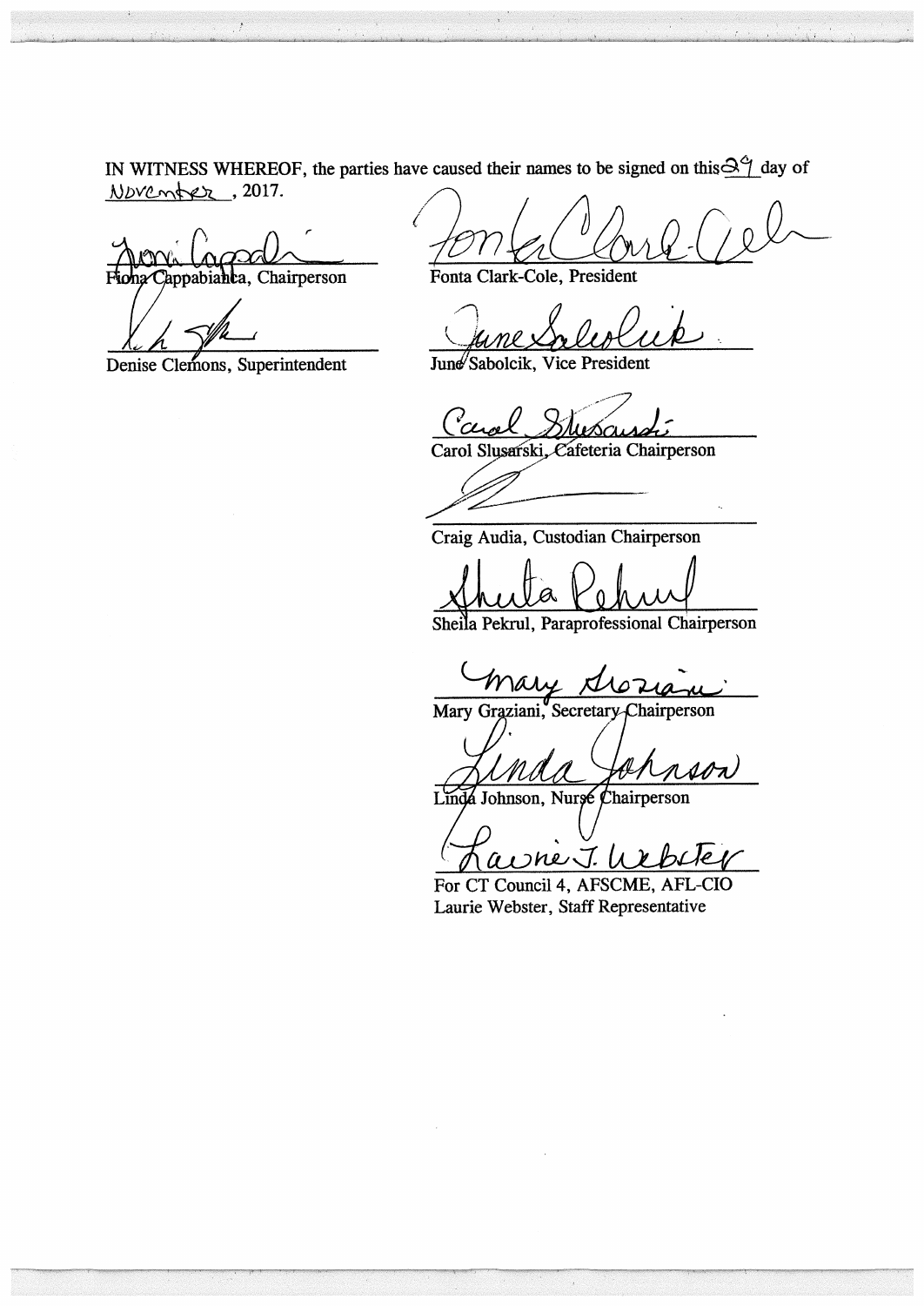IN WITNESS WHEREOF, the parties have caused their names to be signed on this 29 day of November, 2017.

Fiona Cappabianca, Chairperson

Denise Clemons, Superintendent

Fonta Clark-Cole, President

June Sabolcik, Vice President

Carol Slusarski, Cafeteria Chairperson

Craig Audia, Custodian Chairperson

Sheila Pekrul, Paraprofessional Chairperson

Mary Graziani, Secretary Chairperson

Linda Johnson, Nurse Chairperson

For CT Council 4, AFSCME, AFL-CIO
Laurie Webster, Staff Representative